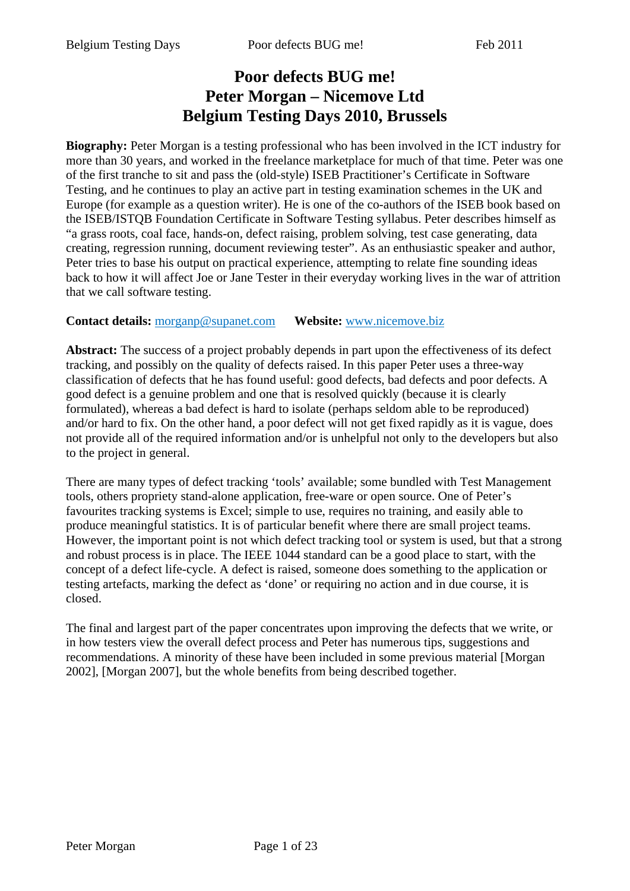# Poor defects BUG me!
# Peter Morgan – Nicemove Ltd
# Belgium Testing Days 2010, Brussels

**Biography:** Peter Morgan is a testing professional who has been involved in the ICT industry for more than 30 years, and worked in the freelance marketplace for much of that time. Peter was one of the first tranche to sit and pass the (old-style) ISEB Practitioner's Certificate in Software Testing, and he continues to play an active part in testing examination schemes in the UK and Europe (for example as a question writer). He is one of the co-authors of the ISEB book based on the ISEB/ISTQB Foundation Certificate in Software Testing syllabus. Peter describes himself as "a grass roots, coal face, hands-on, defect raising, problem solving, test case generating, data creating, regression running, document reviewing tester". As an enthusiastic speaker and author, Peter tries to base his output on practical experience, attempting to relate fine sounding ideas back to how it will affect Joe or Jane Tester in their everyday working lives in the war of attrition that we call software testing.

**Contact details:** morganp@supanet.com **Website:** www.nicemove.biz

**Abstract:** The success of a project probably depends in part upon the effectiveness of its defect tracking, and possibly on the quality of defects raised. In this paper Peter uses a three-way classification of defects that he has found useful: good defects, bad defects and poor defects. A good defect is a genuine problem and one that is resolved quickly (because it is clearly formulated), whereas a bad defect is hard to isolate (perhaps seldom able to be reproduced) and/or hard to fix. On the other hand, a poor defect will not get fixed rapidly as it is vague, does not provide all of the required information and/or is unhelpful not only to the developers but also to the project in general.

There are many types of defect tracking 'tools' available; some bundled with Test Management tools, others propriety stand-alone application, free-ware or open source. One of Peter's favourites tracking systems is Excel; simple to use, requires no training, and easily able to produce meaningful statistics. It is of particular benefit where there are small project teams. However, the important point is not which defect tracking tool or system is used, but that a strong and robust process is in place. The IEEE 1044 standard can be a good place to start, with the concept of a defect life-cycle. A defect is raised, someone does something to the application or testing artefacts, marking the defect as 'done' or requiring no action and in due course, it is closed.

The final and largest part of the paper concentrates upon improving the defects that we write, or in how testers view the overall defect process and Peter has numerous tips, suggestions and recommendations. A minority of these have been included in some previous material [Morgan 2002], [Morgan 2007], but the whole benefits from being described together.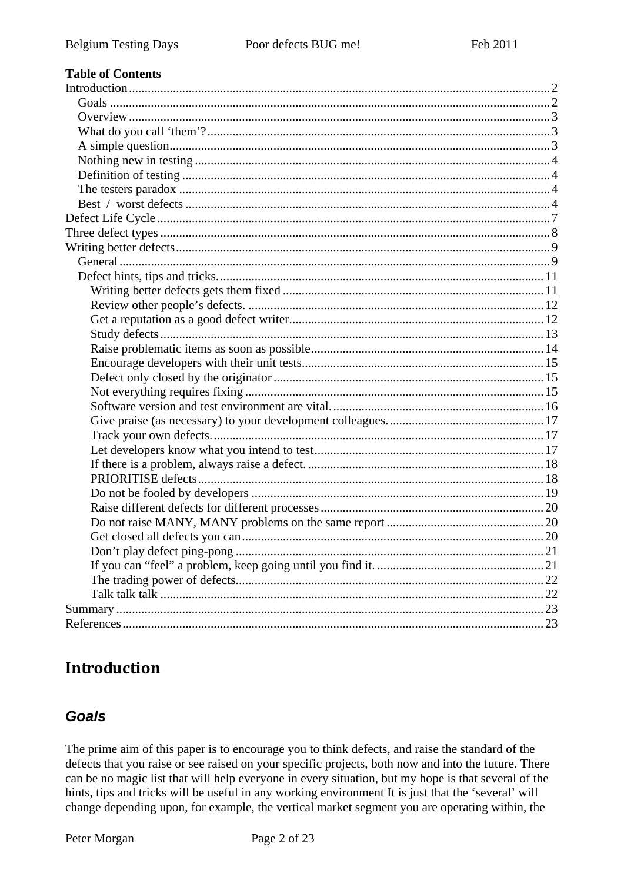**Table of Contents**

Introduction .......... 2
- Goals .......... 2
- Overview .......... 3
- What do you call 'them'? .......... 3
- A simple question .......... 3
- Nothing new in testing .......... 4
- Definition of testing .......... 4
- The testers paradox .......... 4
- Best / worst defects .......... 4

Defect Life Cycle .......... 7

Three defect types .......... 8

Writing better defects .......... 9
- General .......... 9
- Defect hints, tips and tricks. .......... 11
  - Writing better defects gets them fixed .......... 11
  - Review other people's defects. .......... 12
  - Get a reputation as a good defect writer .......... 12
  - Study defects .......... 13
  - Raise problematic items as soon as possible .......... 14
  - Encourage developers with their unit tests .......... 15
  - Defect only closed by the originator .......... 15
  - Not everything requires fixing .......... 15
  - Software version and test environment are vital. .......... 16
  - Give praise (as necessary) to your development colleagues. .......... 17
  - Track your own defects. .......... 17
  - Let developers know what you intend to test .......... 17
  - If there is a problem, always raise a defect. .......... 18
  - PRIORITISE defects .......... 18
  - Do not be fooled by developers .......... 19
  - Raise different defects for different processes .......... 20
  - Do not raise MANY, MANY problems on the same report .......... 20
  - Get closed all defects you can .......... 20
  - Don't play defect ping-pong .......... 21
  - If you can "feel" a problem, keep going until you find it. .......... 21
  - The trading power of defects. .......... 22
  - Talk talk talk .......... 22

Summary .......... 23

References .......... 23

# Introduction

## *Goals*

The prime aim of this paper is to encourage you to think defects, and raise the standard of the defects that you raise or see raised on your specific projects, both now and into the future. There can be no magic list that will help everyone in every situation, but my hope is that several of the hints, tips and tricks will be useful in any working environment It is just that the 'several' will change depending upon, for example, the vertical market segment you are operating within, the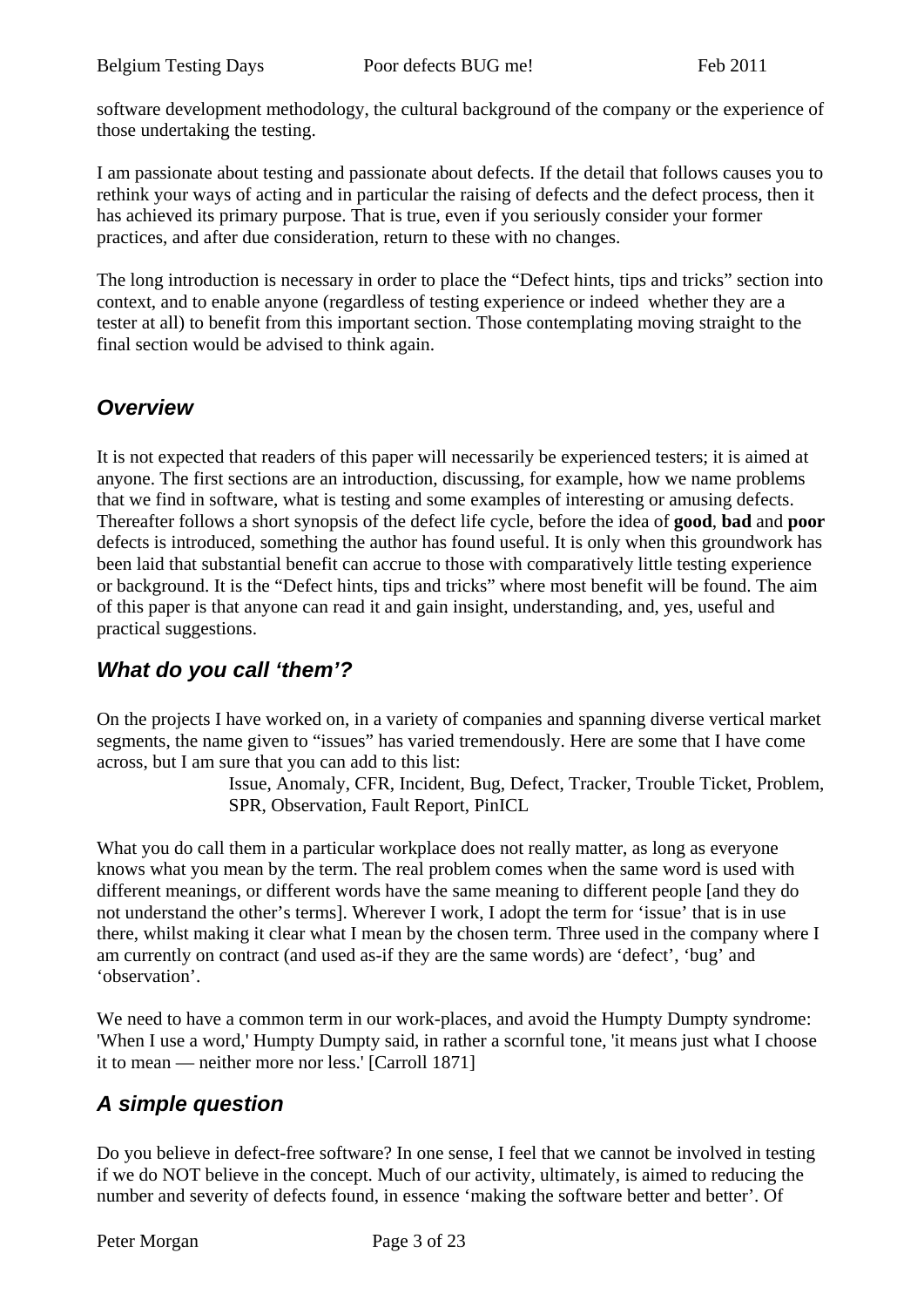software development methodology, the cultural background of the company or the experience of those undertaking the testing.

I am passionate about testing and passionate about defects. If the detail that follows causes you to rethink your ways of acting and in particular the raising of defects and the defect process, then it has achieved its primary purpose. That is true, even if you seriously consider your former practices, and after due consideration, return to these with no changes.

The long introduction is necessary in order to place the "Defect hints, tips and tricks" section into context, and to enable anyone (regardless of testing experience or indeed whether they are a tester at all) to benefit from this important section. Those contemplating moving straight to the final section would be advised to think again.

## *Overview*

It is not expected that readers of this paper will necessarily be experienced testers; it is aimed at anyone. The first sections are an introduction, discussing, for example, how we name problems that we find in software, what is testing and some examples of interesting or amusing defects. Thereafter follows a short synopsis of the defect life cycle, before the idea of **good**, **bad** and **poor** defects is introduced, something the author has found useful. It is only when this groundwork has been laid that substantial benefit can accrue to those with comparatively little testing experience or background. It is the "Defect hints, tips and tricks" where most benefit will be found. The aim of this paper is that anyone can read it and gain insight, understanding, and, yes, useful and practical suggestions.

## *What do you call 'them'?*

On the projects I have worked on, in a variety of companies and spanning diverse vertical market segments, the name given to "issues" has varied tremendously. Here are some that I have come across, but I am sure that you can add to this list:

> Issue, Anomaly, CFR, Incident, Bug, Defect, Tracker, Trouble Ticket, Problem, SPR, Observation, Fault Report, PinICL

What you do call them in a particular workplace does not really matter, as long as everyone knows what you mean by the term. The real problem comes when the same word is used with different meanings, or different words have the same meaning to different people [and they do not understand the other's terms]. Wherever I work, I adopt the term for 'issue' that is in use there, whilst making it clear what I mean by the chosen term. Three used in the company where I am currently on contract (and used as-if they are the same words) are 'defect', 'bug' and 'observation'.

We need to have a common term in our work-places, and avoid the Humpty Dumpty syndrome: 'When I use a word,' Humpty Dumpty said, in rather a scornful tone, 'it means just what I choose it to mean — neither more nor less.' [Carroll 1871]

## *A simple question*

Do you believe in defect-free software? In one sense, I feel that we cannot be involved in testing if we do NOT believe in the concept. Much of our activity, ultimately, is aimed to reducing the number and severity of defects found, in essence 'making the software better and better'. Of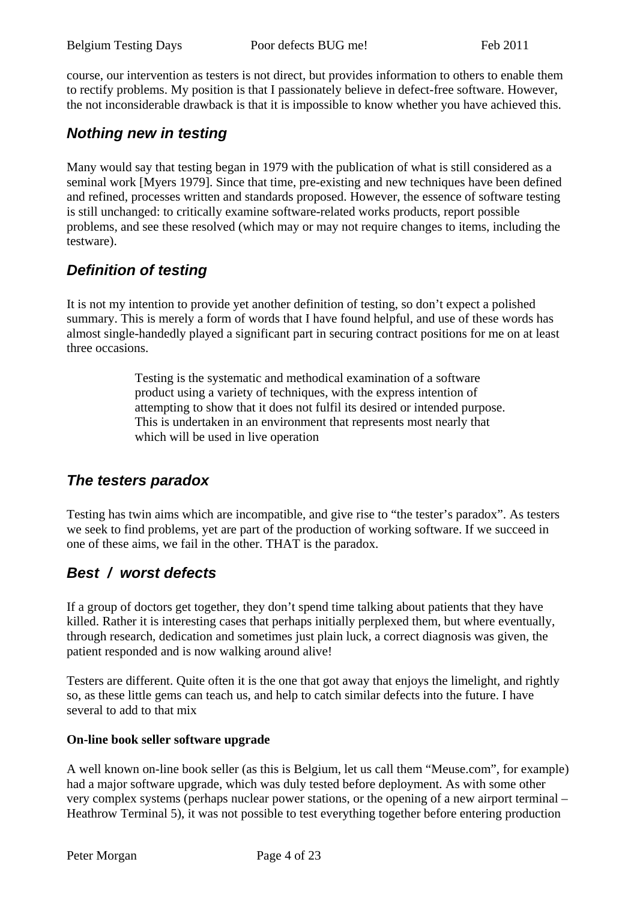course, our intervention as testers is not direct, but provides information to others to enable them to rectify problems. My position is that I passionately believe in defect-free software. However, the not inconsiderable drawback is that it is impossible to know whether you have achieved this.

## *Nothing new in testing*

Many would say that testing began in 1979 with the publication of what is still considered as a seminal work [Myers 1979]. Since that time, pre-existing and new techniques have been defined and refined, processes written and standards proposed. However, the essence of software testing is still unchanged: to critically examine software-related works products, report possible problems, and see these resolved (which may or may not require changes to items, including the testware).

## *Definition of testing*

It is not my intention to provide yet another definition of testing, so don't expect a polished summary. This is merely a form of words that I have found helpful, and use of these words has almost single-handedly played a significant part in securing contract positions for me on at least three occasions.

> Testing is the systematic and methodical examination of a software product using a variety of techniques, with the express intention of attempting to show that it does not fulfil its desired or intended purpose. This is undertaken in an environment that represents most nearly that which will be used in live operation

## *The testers paradox*

Testing has twin aims which are incompatible, and give rise to "the tester's paradox". As testers we seek to find problems, yet are part of the production of working software. If we succeed in one of these aims, we fail in the other. THAT is the paradox.

## *Best / worst defects*

If a group of doctors get together, they don't spend time talking about patients that they have killed. Rather it is interesting cases that perhaps initially perplexed them, but where eventually, through research, dedication and sometimes just plain luck, a correct diagnosis was given, the patient responded and is now walking around alive!

Testers are different. Quite often it is the one that got away that enjoys the limelight, and rightly so, as these little gems can teach us, and help to catch similar defects into the future. I have several to add to that mix

**On-line book seller software upgrade**

A well known on-line book seller (as this is Belgium, let us call them "Meuse.com", for example) had a major software upgrade, which was duly tested before deployment. As with some other very complex systems (perhaps nuclear power stations, or the opening of a new airport terminal – Heathrow Terminal 5), it was not possible to test everything together before entering production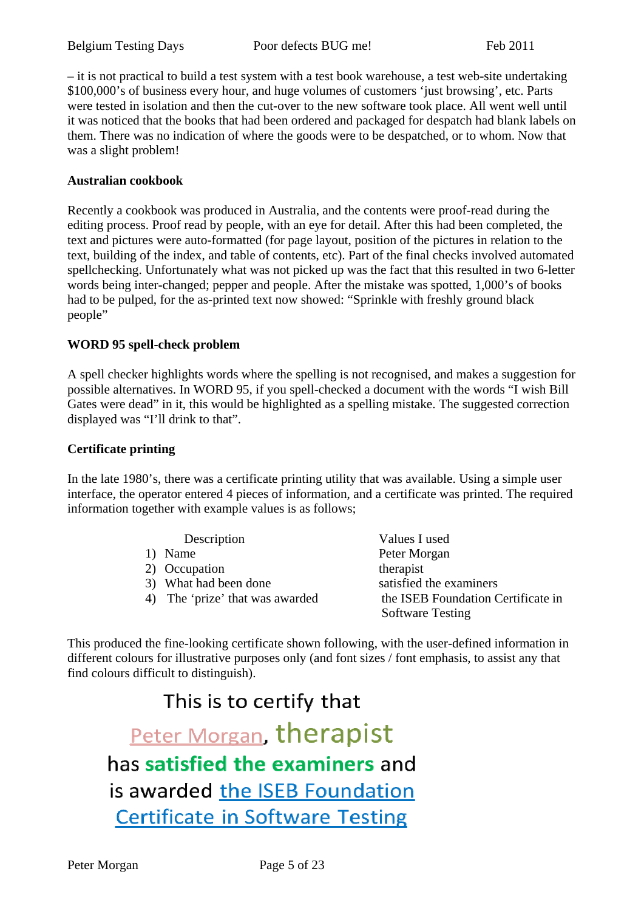– it is not practical to build a test system with a test book warehouse, a test web-site undertaking $100,000's of business every hour, and huge volumes of customers 'just browsing', etc. Parts were tested in isolation and then the cut-over to the new software took place. All went well until it was noticed that the books that had been ordered and packaged for despatch had blank labels on them. There was no indication of where the goods were to be despatched, or to whom. Now that was a slight problem!

**Australian cookbook**

Recently a cookbook was produced in Australia, and the contents were proof-read during the editing process. Proof read by people, with an eye for detail. After this had been completed, the text and pictures were auto-formatted (for page layout, position of the pictures in relation to the text, building of the index, and table of contents, etc). Part of the final checks involved automated spellchecking. Unfortunately what was not picked up was the fact that this resulted in two 6-letter words being inter-changed; pepper and people. After the mistake was spotted, 1,000's of books had to be pulped, for the as-printed text now showed: "Sprinkle with freshly ground black people"

**WORD 95 spell-check problem**

A spell checker highlights words where the spelling is not recognised, and makes a suggestion for possible alternatives. In WORD 95, if you spell-checked a document with the words "I wish Bill Gates were dead" in it, this would be highlighted as a spelling mistake. The suggested correction displayed was "I'll drink to that".

**Certificate printing**

In the late 1980's, there was a certificate printing utility that was available. Using a simple user interface, the operator entered 4 pieces of information, and a certificate was printed. The required information together with example values is as follows;

| Description | Values I used |
|---|---|
| 1) Name | Peter Morgan |
| 2) Occupation | therapist |
| 3) What had been done | satisfied the examiners |
| 4) The 'prize' that was awarded | the ISEB Foundation Certificate in Software Testing |

This produced the fine-looking certificate shown following, with the user-defined information in different colours for illustrative purposes only (and font sizes / font emphasis, to assist any that find colours difficult to distinguish).

This is to certify that

Peter Morgan, therapist

has **satisfied the examiners** and

is awarded the ISEB Foundation Certificate in Software Testing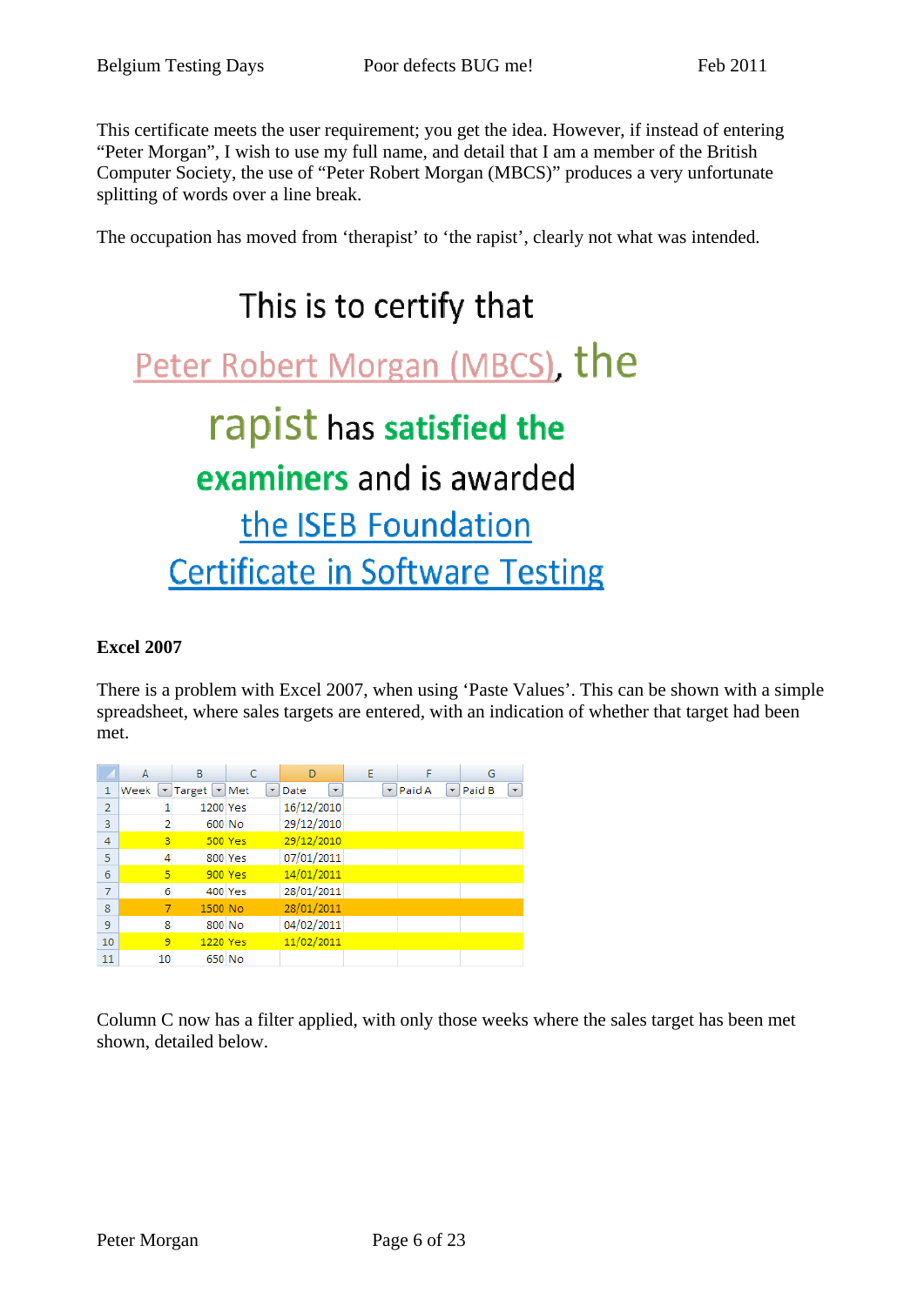This certificate meets the user requirement; you get the idea. However, if instead of entering “Peter Morgan”, I wish to use my full name, and detail that I am a member of the British Computer Society, the use of “Peter Robert Morgan (MBCS)” produces a very unfortunate splitting of words over a line break.

The occupation has moved from ‘therapist’ to ‘the rapist’, clearly not what was intended.

This is to certify that

Peter Robert Morgan (MBCS), the

rapist has satisfied the

examiners and is awarded

the ISEB Foundation

Certificate in Software Testing

**Excel 2007**

There is a problem with Excel 2007, when using ‘Paste Values’. This can be shown with a simple spreadsheet, where sales targets are entered, with an indication of whether that target had been met.

| | A | B | C | D | E | F | G |
|---|---|---|---|---|---|---|---|
| 1 | Week | Target | Met | Date | | Paid A | Paid B |
| 2 | 1 | 1200 | Yes | 16/12/2010 | | | |
| 3 | 2 | 600 | No | 29/12/2010 | | | |
| 4 | 3 | 500 | Yes | 29/12/2010 | | | |
| 5 | 4 | 800 | Yes | 07/01/2011 | | | |
| 6 | 5 | 900 | Yes | 14/01/2011 | | | |
| 7 | 6 | 400 | Yes | 28/01/2011 | | | |
| 8 | 7 | 1500 | No | 28/01/2011 | | | |
| 9 | 8 | 800 | No | 04/02/2011 | | | |
| 10 | 9 | 1220 | Yes | 11/02/2011 | | | |
| 11 | 10 | 650 | No | | | | |

Column C now has a filter applied, with only those weeks where the sales target has been met shown, detailed below.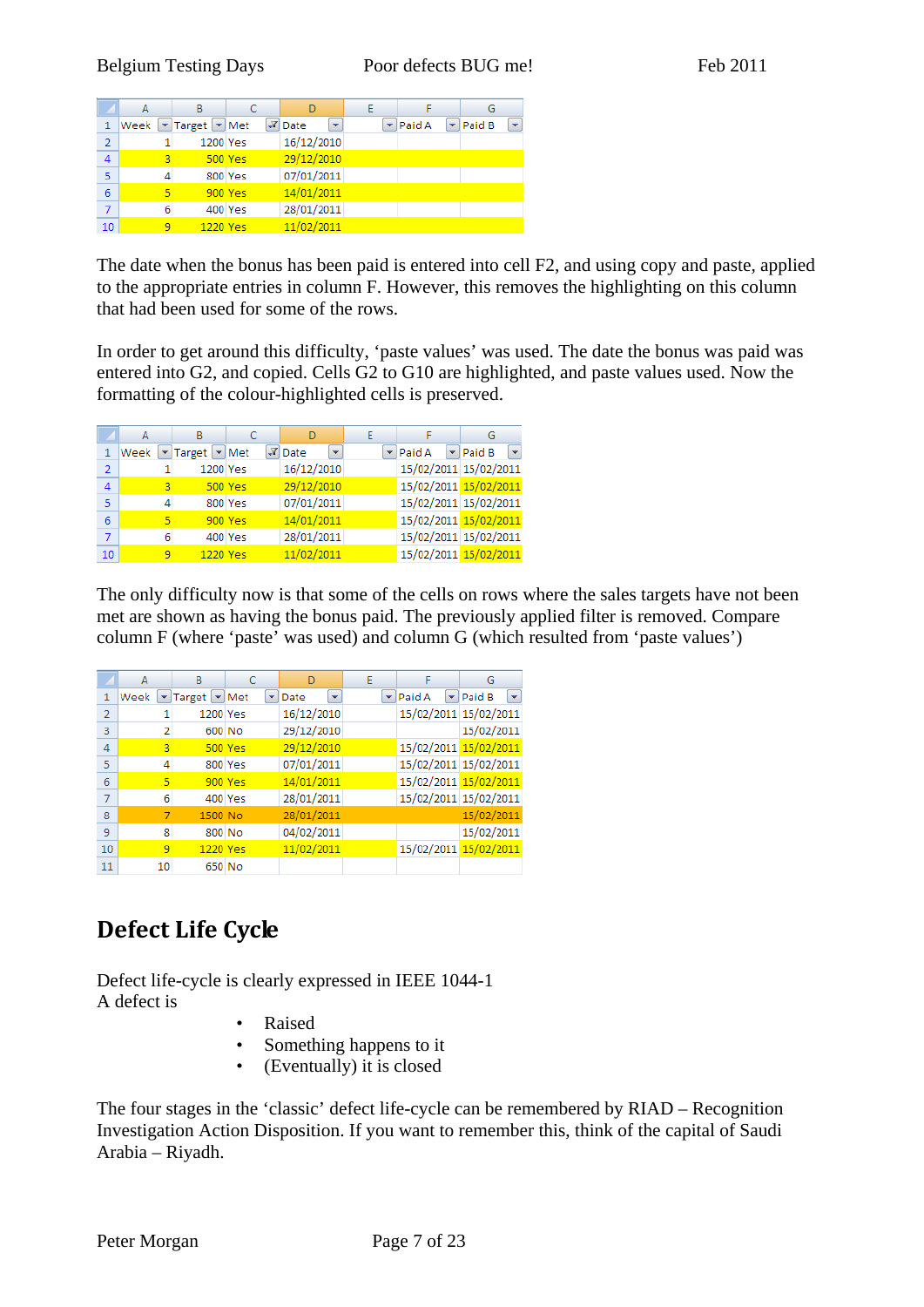|   | A | B | C | D | E | F | G |
|---|---|---|---|---|---|---|---|
| 1 | Week | Target | Met | Date | | Paid A | Paid B |
| 2 | 1 | 1200 | Yes | 16/12/2010 | | | |
| 4 | 3 | 500 | Yes | 29/12/2010 | | | |
| 5 | 4 | 800 | Yes | 07/01/2011 | | | |
| 6 | 5 | 900 | Yes | 14/01/2011 | | | |
| 7 | 6 | 400 | Yes | 28/01/2011 | | | |
| 10 | 9 | 1220 | Yes | 11/02/2011 | | | |

The date when the bonus has been paid is entered into cell F2, and using copy and paste, applied to the appropriate entries in column F. However, this removes the highlighting on this column that had been used for some of the rows.

In order to get around this difficulty, 'paste values' was used. The date the bonus was paid was entered into G2, and copied. Cells G2 to G10 are highlighted, and paste values used. Now the formatting of the colour-highlighted cells is preserved.

|   | A | B | C | D | E | F | G |
|---|---|---|---|---|---|---|---|
| 1 | Week | Target | Met | Date | | Paid A | Paid B |
| 2 | 1 | 1200 | Yes | 16/12/2010 | | 15/02/2011 | 15/02/2011 |
| 4 | 3 | 500 | Yes | 29/12/2010 | | 15/02/2011 | 15/02/2011 |
| 5 | 4 | 800 | Yes | 07/01/2011 | | 15/02/2011 | 15/02/2011 |
| 6 | 5 | 900 | Yes | 14/01/2011 | | 15/02/2011 | 15/02/2011 |
| 7 | 6 | 400 | Yes | 28/01/2011 | | 15/02/2011 | 15/02/2011 |
| 10 | 9 | 1220 | Yes | 11/02/2011 | | 15/02/2011 | 15/02/2011 |

The only difficulty now is that some of the cells on rows where the sales targets have not been met are shown as having the bonus paid. The previously applied filter is removed. Compare column F (where 'paste' was used) and column G (which resulted from 'paste values')

|   | A | B | C | D | E | F | G |
|---|---|---|---|---|---|---|---|
| 1 | Week | Target | Met | Date | | Paid A | Paid B |
| 2 | 1 | 1200 | Yes | 16/12/2010 | | 15/02/2011 | 15/02/2011 |
| 3 | 2 | 600 | No | 29/12/2010 | | | 15/02/2011 |
| 4 | 3 | 500 | Yes | 29/12/2010 | | 15/02/2011 | 15/02/2011 |
| 5 | 4 | 800 | Yes | 07/01/2011 | | 15/02/2011 | 15/02/2011 |
| 6 | 5 | 900 | Yes | 14/01/2011 | | 15/02/2011 | 15/02/2011 |
| 7 | 6 | 400 | Yes | 28/01/2011 | | 15/02/2011 | 15/02/2011 |
| 8 | 7 | 1500 | No | 28/01/2011 | | | 15/02/2011 |
| 9 | 8 | 800 | No | 04/02/2011 | | | 15/02/2011 |
| 10 | 9 | 1220 | Yes | 11/02/2011 | | 15/02/2011 | 15/02/2011 |
| 11 | 10 | 650 | No | | | | |

## Defect Life Cycle

Defect life-cycle is clearly expressed in IEEE 1044-1
A defect is

- Raised
- Something happens to it
- (Eventually) it is closed

The four stages in the 'classic' defect life-cycle can be remembered by RIAD – Recognition Investigation Action Disposition. If you want to remember this, think of the capital of Saudi Arabia – Riyadh.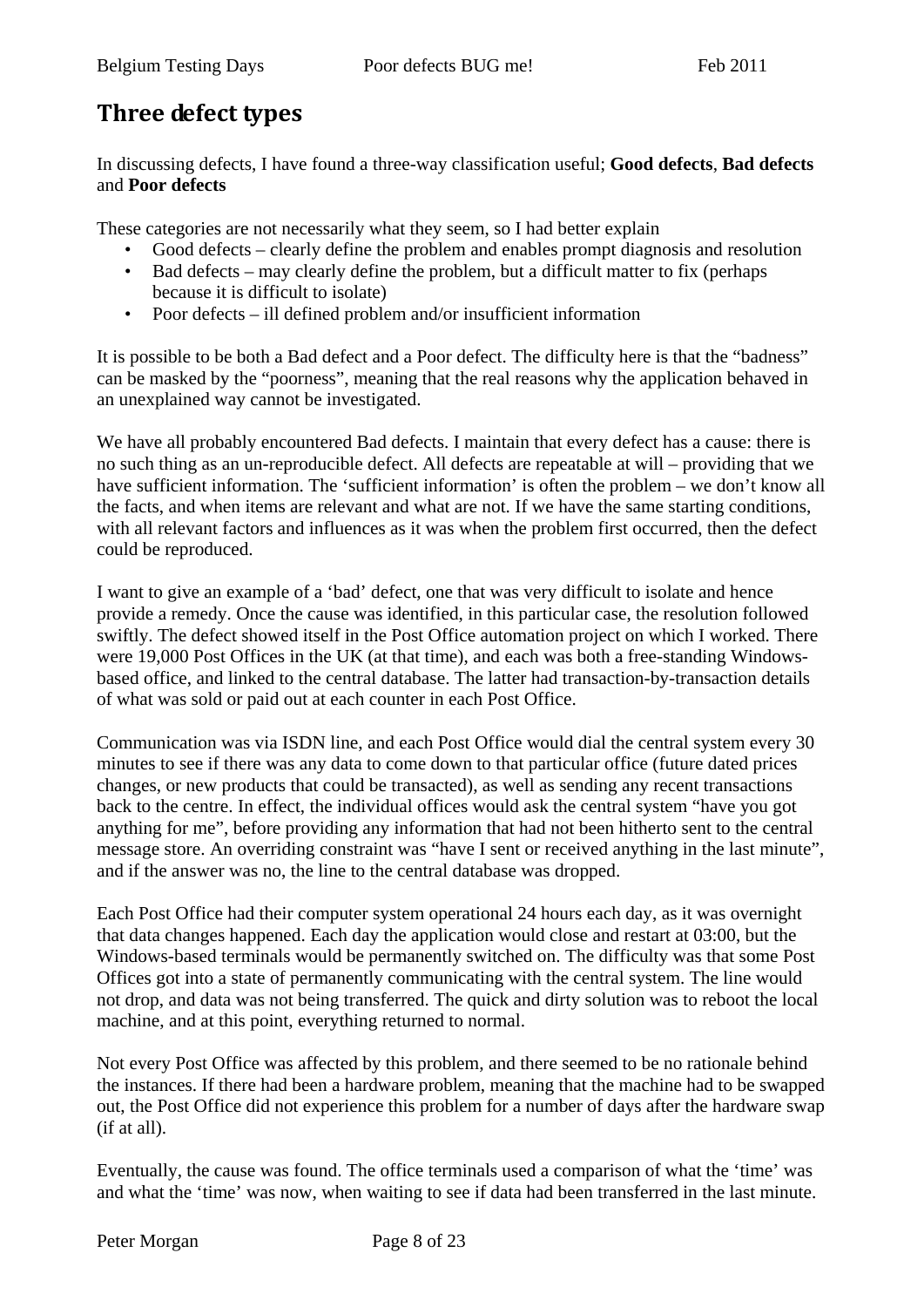## Three defect types

In discussing defects, I have found a three-way classification useful; **Good defects**, **Bad defects** and **Poor defects**

These categories are not necessarily what they seem, so I had better explain

- Good defects – clearly define the problem and enables prompt diagnosis and resolution
- Bad defects – may clearly define the problem, but a difficult matter to fix (perhaps because it is difficult to isolate)
- Poor defects – ill defined problem and/or insufficient information

It is possible to be both a Bad defect and a Poor defect. The difficulty here is that the "badness" can be masked by the "poorness", meaning that the real reasons why the application behaved in an unexplained way cannot be investigated.

We have all probably encountered Bad defects. I maintain that every defect has a cause: there is no such thing as an un-reproducible defect. All defects are repeatable at will – providing that we have sufficient information. The 'sufficient information' is often the problem – we don't know all the facts, and when items are relevant and what are not. If we have the same starting conditions, with all relevant factors and influences as it was when the problem first occurred, then the defect could be reproduced.

I want to give an example of a 'bad' defect, one that was very difficult to isolate and hence provide a remedy. Once the cause was identified, in this particular case, the resolution followed swiftly. The defect showed itself in the Post Office automation project on which I worked. There were 19,000 Post Offices in the UK (at that time), and each was both a free-standing Windows-based office, and linked to the central database. The latter had transaction-by-transaction details of what was sold or paid out at each counter in each Post Office.

Communication was via ISDN line, and each Post Office would dial the central system every 30 minutes to see if there was any data to come down to that particular office (future dated prices changes, or new products that could be transacted), as well as sending any recent transactions back to the centre. In effect, the individual offices would ask the central system "have you got anything for me", before providing any information that had not been hitherto sent to the central message store. An overriding constraint was "have I sent or received anything in the last minute", and if the answer was no, the line to the central database was dropped.

Each Post Office had their computer system operational 24 hours each day, as it was overnight that data changes happened. Each day the application would close and restart at 03:00, but the Windows-based terminals would be permanently switched on. The difficulty was that some Post Offices got into a state of permanently communicating with the central system. The line would not drop, and data was not being transferred. The quick and dirty solution was to reboot the local machine, and at this point, everything returned to normal.

Not every Post Office was affected by this problem, and there seemed to be no rationale behind the instances. If there had been a hardware problem, meaning that the machine had to be swapped out, the Post Office did not experience this problem for a number of days after the hardware swap (if at all).

Eventually, the cause was found. The office terminals used a comparison of what the 'time' was and what the 'time' was now, when waiting to see if data had been transferred in the last minute.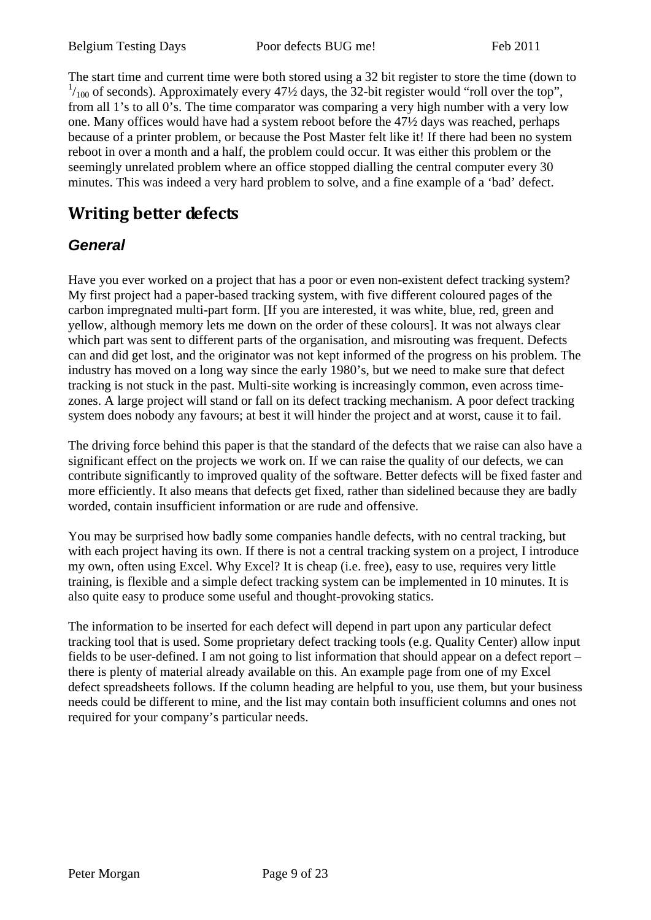The start time and current time were both stored using a 32 bit register to store the time (down to $^{1}/_{100}$ of seconds). Approximately every 47½ days, the 32-bit register would "roll over the top", from all 1's to all 0's. The time comparator was comparing a very high number with a very low one. Many offices would have had a system reboot before the 47½ days was reached, perhaps because of a printer problem, or because the Post Master felt like it! If there had been no system reboot in over a month and a half, the problem could occur. It was either this problem or the seemingly unrelated problem where an office stopped dialling the central computer every 30 minutes. This was indeed a very hard problem to solve, and a fine example of a 'bad' defect.

# Writing better defects

## *General*

Have you ever worked on a project that has a poor or even non-existent defect tracking system? My first project had a paper-based tracking system, with five different coloured pages of the carbon impregnated multi-part form. [If you are interested, it was white, blue, red, green and yellow, although memory lets me down on the order of these colours]. It was not always clear which part was sent to different parts of the organisation, and misrouting was frequent. Defects can and did get lost, and the originator was not kept informed of the progress on his problem. The industry has moved on a long way since the early 1980's, but we need to make sure that defect tracking is not stuck in the past. Multi-site working is increasingly common, even across time-zones. A large project will stand or fall on its defect tracking mechanism. A poor defect tracking system does nobody any favours; at best it will hinder the project and at worst, cause it to fail.

The driving force behind this paper is that the standard of the defects that we raise can also have a significant effect on the projects we work on. If we can raise the quality of our defects, we can contribute significantly to improved quality of the software. Better defects will be fixed faster and more efficiently. It also means that defects get fixed, rather than sidelined because they are badly worded, contain insufficient information or are rude and offensive.

You may be surprised how badly some companies handle defects, with no central tracking, but with each project having its own. If there is not a central tracking system on a project, I introduce my own, often using Excel. Why Excel? It is cheap (i.e. free), easy to use, requires very little training, is flexible and a simple defect tracking system can be implemented in 10 minutes. It is also quite easy to produce some useful and thought-provoking statics.

The information to be inserted for each defect will depend in part upon any particular defect tracking tool that is used. Some proprietary defect tracking tools (e.g. Quality Center) allow input fields to be user-defined. I am not going to list information that should appear on a defect report – there is plenty of material already available on this. An example page from one of my Excel defect spreadsheets follows. If the column heading are helpful to you, use them, but your business needs could be different to mine, and the list may contain both insufficient columns and ones not required for your company's particular needs.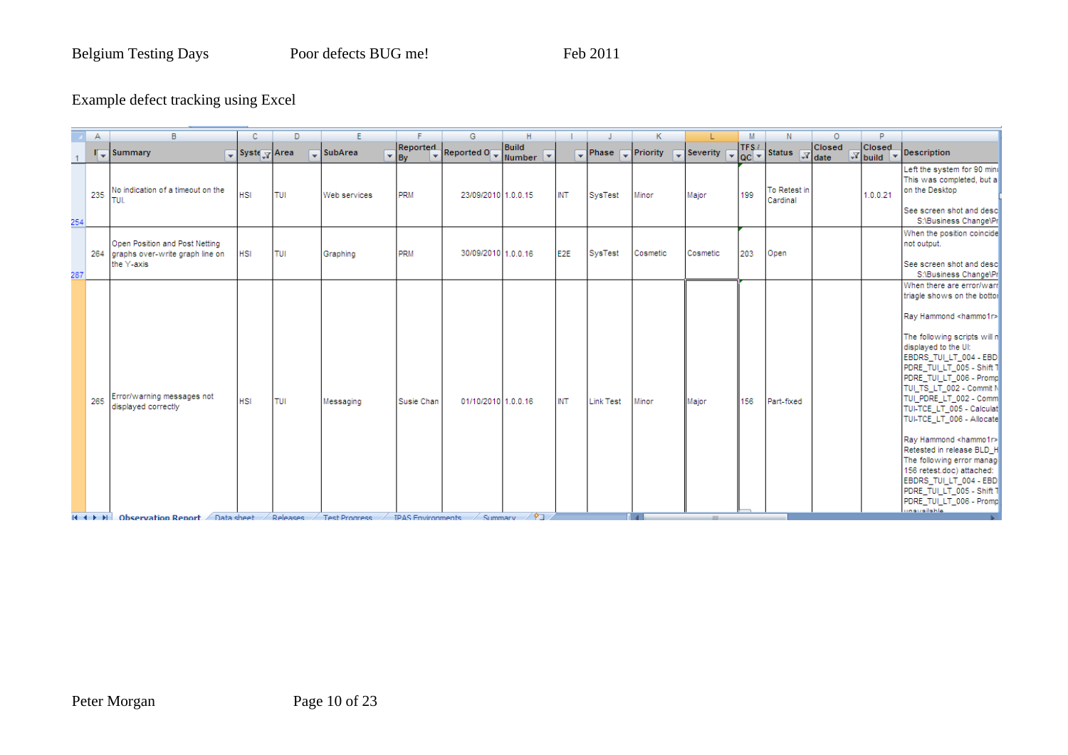Example defect tracking using Excel

| ID | Summary | System | Area | SubArea | Reported By | Reported On | Build Number | | Phase | Priority | Severity | TFS / QC | Status | Closed date | Closed build | Description |
|---|---|---|---|---|---|---|---|---|---|---|---|---|---|---|---|---|
| 235 | No indication of a timeout on the TUI. | HSI | TUI | Web services | PRM | 23/09/2010 | 1.0.0.15 | INT | SysTest | Minor | Major | 199 | To Retest in Cardinal | | 1.0.0.21 | Left the system for 90 mins This was completed, but a on the Desktop See screen shot and desc S:\Business Change\Pr |
| 264 | Open Position and Post Netting graphs over-write graph line on the Y-axis | HSI | TUI | Graphing | PRM | 30/09/2010 | 1.0.0.16 | E2E | SysTest | Cosmetic | Cosmetic | 203 | Open | | | When the position coincide not output. See screen shot and desc S:\Business Change\Pr |
| 265 | Error/warning messages not displayed correctly | HSI | TUI | Messaging | Susie Chan | 01/10/2010 | 1.0.0.16 | INT | Link Test | Minor | Major | 156 | Part-fixed | | | When there are error/warr triagle shows on the bottor Ray Hammond <hammo1r> The following scripts will n displayed to the UI: EBDRS_TUI_LT_004 - EBD PDRE_TUI_LT_005 - Shift T PDRE_TUI_LT_006 - Promp TUI_TS_LT_002 - Commit N TUI_PDRE_LT_002 - Comm TUI-TCE_LT_005 - Calculat TUI-TCE_LT_006 - Allocate Ray Hammond <hammo1r> Retested in release BLD_H The following error manag 156 retest.doc) attached: EBDRS_TUI_LT_004 - EBD PDRE_TUI_LT_005 - Shift T PDRE_TUI_LT_006 - Promp unavailable |

Observation Report | Data sheet | Releases | Test Progress | TPAS Environments | Summary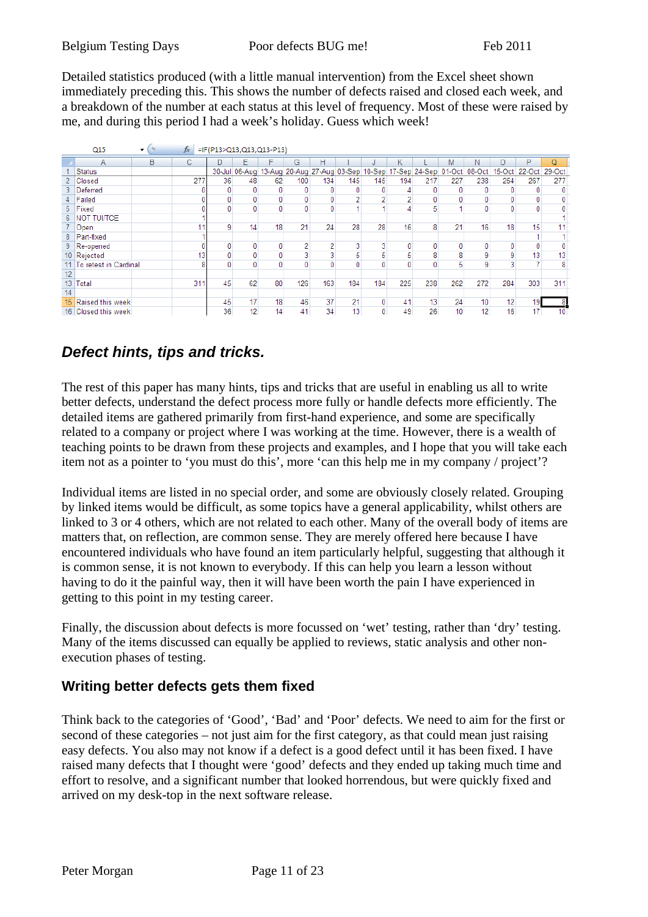Detailed statistics produced (with a little manual intervention) from the Excel sheet shown immediately preceding this. This shows the number of defects raised and closed each week, and a breakdown of the number at each status at this level of frequency. Most of these were raised by me, and during this period I had a week's holiday. Guess which week!

Q15 =IF(P13>Q13,Q13,Q13-P13)

| | A | B | C | D | E | F | G | H | I | J | K | L | M | N | O | P | Q |
|---|---|---|---|---|---|---|---|---|---|---|---|---|---|---|---|---|---|
| 1 | Status | | | 30-Jul | 06-Aug | 13-Aug | 20-Aug | 27-Aug | 03-Sep | 10-Sep | 17-Sep | 24-Sep | 01-Oct | 08-Oct | 15-Oct | 22-Oct | 29-Oct |
| 2 | Closed | | 277 | 36 | 48 | 62 | 100 | 134 | 145 | 145 | 194 | 217 | 227 | 238 | 254 | 267 | 277 |
| 3 | Deferred | | 0 | 0 | 0 | 0 | 0 | 0 | 0 | 0 | 4 | 0 | 0 | 0 | 0 | 0 | 0 |
| 4 | Failed | | 0 | 0 | 0 | 0 | 0 | 0 | 2 | 2 | 2 | 0 | 0 | 0 | 0 | 0 | 0 |
| 5 | Fixed | | 0 | 0 | 0 | 0 | 0 | 0 | 1 | 1 | 4 | 5 | 1 | 0 | 0 | 0 | 0 |
| 6 | NOT TUITCE | | 1 | | | | | | | | | | | | | | 1 |
| 7 | Open | | 11 | 9 | 14 | 18 | 21 | 24 | 28 | 28 | 16 | 8 | 21 | 16 | 18 | 15 | 11 |
| 8 | Part-fixed | | 1 | | | | | | | | | | | | | 1 | 1 |
| 9 | Re-opened | | 0 | 0 | 0 | 0 | 2 | 2 | 3 | 3 | 0 | 0 | 0 | 0 | 0 | 0 | 0 |
| 10 | Rejected | | 13 | 0 | 0 | 0 | 3 | 3 | 5 | 5 | 5 | 8 | 8 | 9 | 9 | 13 | 13 |
| 11 | To retest in Cardinal | | 8 | 0 | 0 | 0 | 0 | 0 | 0 | 0 | 0 | 0 | 5 | 9 | 3 | 7 | 8 |
| 12 | | | | | | | | | | | | | | | | | |
| 13 | Total | | 311 | 45 | 62 | 80 | 126 | 163 | 184 | 184 | 225 | 238 | 262 | 272 | 284 | 303 | 311 |
| 14 | | | | | | | | | | | | | | | | | |
| 15 | Raised this week | | | 45 | 17 | 18 | 46 | 37 | 21 | 0 | 41 | 13 | 24 | 10 | 12 | 19 | 8 |
| 16 | Closed this week | | | 36 | 12 | 14 | 41 | 34 | 13 | 0 | 49 | 26 | 10 | 12 | 16 | 17 | 10 |

## *Defect hints, tips and tricks.*

The rest of this paper has many hints, tips and tricks that are useful in enabling us all to write better defects, understand the defect process more fully or handle defects more efficiently. The detailed items are gathered primarily from first-hand experience, and some are specifically related to a company or project where I was working at the time. However, there is a wealth of teaching points to be drawn from these projects and examples, and I hope that you will take each item not as a pointer to 'you must do this', more 'can this help me in my company / project'?

Individual items are listed in no special order, and some are obviously closely related. Grouping by linked items would be difficult, as some topics have a general applicability, whilst others are linked to 3 or 4 others, which are not related to each other. Many of the overall body of items are matters that, on reflection, are common sense. They are merely offered here because I have encountered individuals who have found an item particularly helpful, suggesting that although it is common sense, it is not known to everybody. If this can help you learn a lesson without having to do it the painful way, then it will have been worth the pain I have experienced in getting to this point in my testing career.

Finally, the discussion about defects is more focussed on 'wet' testing, rather than 'dry' testing. Many of the items discussed can equally be applied to reviews, static analysis and other non-execution phases of testing.

### Writing better defects gets them fixed

Think back to the categories of 'Good', 'Bad' and 'Poor' defects. We need to aim for the first or second of these categories – not just aim for the first category, as that could mean just raising easy defects. You also may not know if a defect is a good defect until it has been fixed. I have raised many defects that I thought were 'good' defects and they ended up taking much time and effort to resolve, and a significant number that looked horrendous, but were quickly fixed and arrived on my desk-top in the next software release.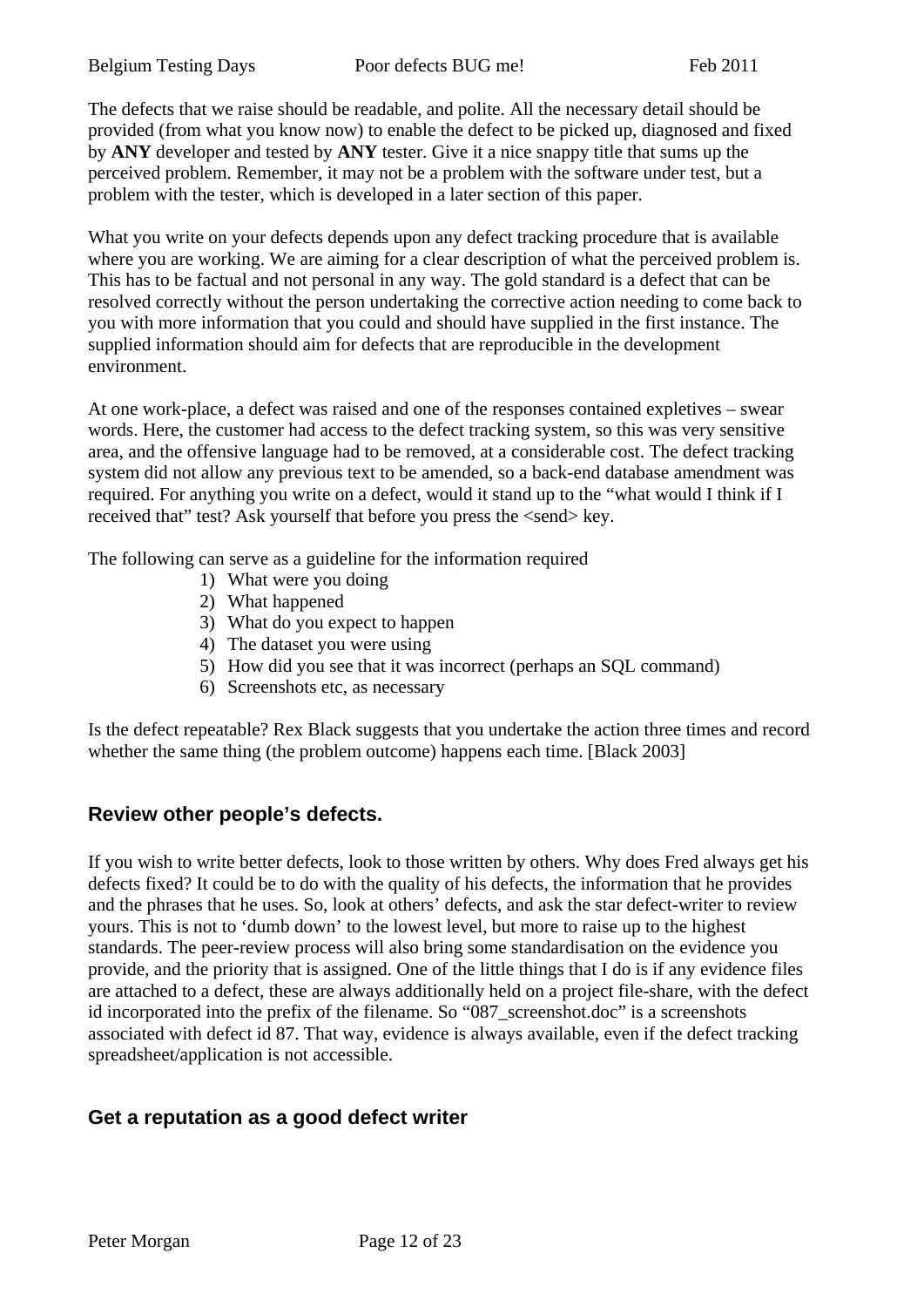The defects that we raise should be readable, and polite. All the necessary detail should be provided (from what you know now) to enable the defect to be picked up, diagnosed and fixed by **ANY** developer and tested by **ANY** tester. Give it a nice snappy title that sums up the perceived problem. Remember, it may not be a problem with the software under test, but a problem with the tester, which is developed in a later section of this paper.

What you write on your defects depends upon any defect tracking procedure that is available where you are working. We are aiming for a clear description of what the perceived problem is. This has to be factual and not personal in any way. The gold standard is a defect that can be resolved correctly without the person undertaking the corrective action needing to come back to you with more information that you could and should have supplied in the first instance. The supplied information should aim for defects that are reproducible in the development environment.

At one work-place, a defect was raised and one of the responses contained expletives – swear words. Here, the customer had access to the defect tracking system, so this was very sensitive area, and the offensive language had to be removed, at a considerable cost. The defect tracking system did not allow any previous text to be amended, so a back-end database amendment was required. For anything you write on a defect, would it stand up to the "what would I think if I received that" test? Ask yourself that before you press the <send> key.

The following can serve as a guideline for the information required

1) What were you doing
2) What happened
3) What do you expect to happen
4) The dataset you were using
5) How did you see that it was incorrect (perhaps an SQL command)
6) Screenshots etc, as necessary

Is the defect repeatable? Rex Black suggests that you undertake the action three times and record whether the same thing (the problem outcome) happens each time. [Black 2003]

## Review other people's defects.

If you wish to write better defects, look to those written by others. Why does Fred always get his defects fixed? It could be to do with the quality of his defects, the information that he provides and the phrases that he uses. So, look at others' defects, and ask the star defect-writer to review yours. This is not to 'dumb down' to the lowest level, but more to raise up to the highest standards. The peer-review process will also bring some standardisation on the evidence you provide, and the priority that is assigned. One of the little things that I do is if any evidence files are attached to a defect, these are always additionally held on a project file-share, with the defect id incorporated into the prefix of the filename. So "087_screenshot.doc" is a screenshots associated with defect id 87. That way, evidence is always available, even if the defect tracking spreadsheet/application is not accessible.

## Get a reputation as a good defect writer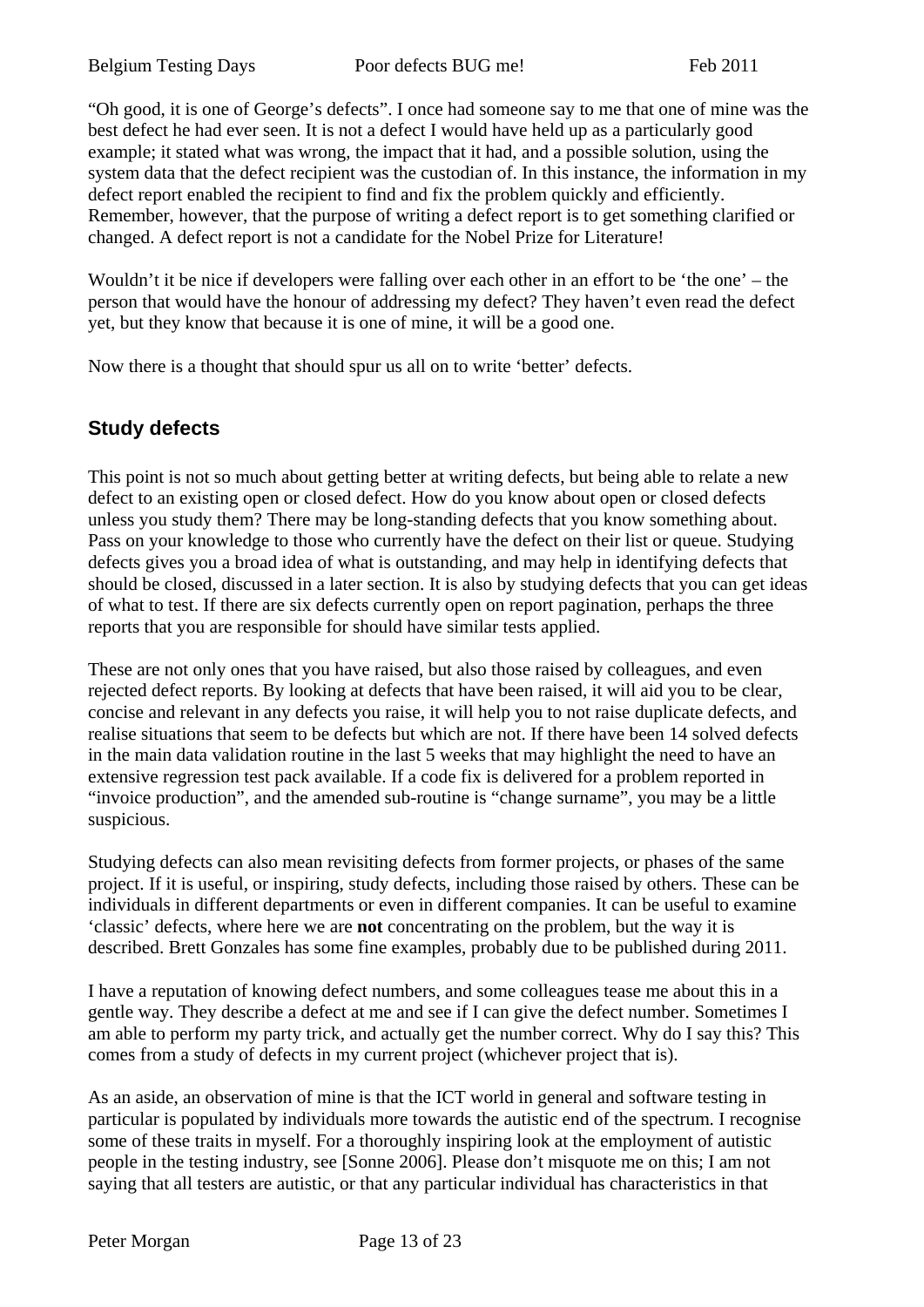"Oh good, it is one of George's defects". I once had someone say to me that one of mine was the best defect he had ever seen. It is not a defect I would have held up as a particularly good example; it stated what was wrong, the impact that it had, and a possible solution, using the system data that the defect recipient was the custodian of. In this instance, the information in my defect report enabled the recipient to find and fix the problem quickly and efficiently. Remember, however, that the purpose of writing a defect report is to get something clarified or changed. A defect report is not a candidate for the Nobel Prize for Literature!

Wouldn't it be nice if developers were falling over each other in an effort to be 'the one' – the person that would have the honour of addressing my defect? They haven't even read the defect yet, but they know that because it is one of mine, it will be a good one.

Now there is a thought that should spur us all on to write 'better' defects.

## Study defects

This point is not so much about getting better at writing defects, but being able to relate a new defect to an existing open or closed defect. How do you know about open or closed defects unless you study them? There may be long-standing defects that you know something about. Pass on your knowledge to those who currently have the defect on their list or queue. Studying defects gives you a broad idea of what is outstanding, and may help in identifying defects that should be closed, discussed in a later section. It is also by studying defects that you can get ideas of what to test. If there are six defects currently open on report pagination, perhaps the three reports that you are responsible for should have similar tests applied.

These are not only ones that you have raised, but also those raised by colleagues, and even rejected defect reports. By looking at defects that have been raised, it will aid you to be clear, concise and relevant in any defects you raise, it will help you to not raise duplicate defects, and realise situations that seem to be defects but which are not. If there have been 14 solved defects in the main data validation routine in the last 5 weeks that may highlight the need to have an extensive regression test pack available. If a code fix is delivered for a problem reported in "invoice production", and the amended sub-routine is "change surname", you may be a little suspicious.

Studying defects can also mean revisiting defects from former projects, or phases of the same project. If it is useful, or inspiring, study defects, including those raised by others. These can be individuals in different departments or even in different companies. It can be useful to examine 'classic' defects, where here we are **not** concentrating on the problem, but the way it is described. Brett Gonzales has some fine examples, probably due to be published during 2011.

I have a reputation of knowing defect numbers, and some colleagues tease me about this in a gentle way. They describe a defect at me and see if I can give the defect number. Sometimes I am able to perform my party trick, and actually get the number correct. Why do I say this? This comes from a study of defects in my current project (whichever project that is).

As an aside, an observation of mine is that the ICT world in general and software testing in particular is populated by individuals more towards the autistic end of the spectrum. I recognise some of these traits in myself. For a thoroughly inspiring look at the employment of autistic people in the testing industry, see [Sonne 2006]. Please don't misquote me on this; I am not saying that all testers are autistic, or that any particular individual has characteristics in that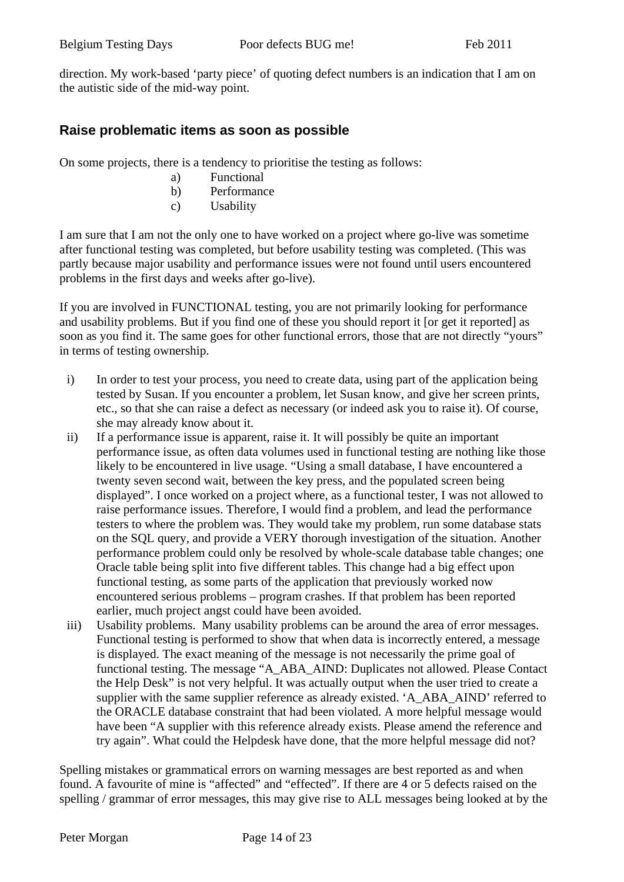direction. My work-based 'party piece' of quoting defect numbers is an indication that I am on the autistic side of the mid-way point.

## Raise problematic items as soon as possible

On some projects, there is a tendency to prioritise the testing as follows:

a) Functional
b) Performance
c) Usability

I am sure that I am not the only one to have worked on a project where go-live was sometime after functional testing was completed, but before usability testing was completed. (This was partly because major usability and performance issues were not found until users encountered problems in the first days and weeks after go-live).

If you are involved in FUNCTIONAL testing, you are not primarily looking for performance and usability problems. But if you find one of these you should report it [or get it reported] as soon as you find it. The same goes for other functional errors, those that are not directly "yours" in terms of testing ownership.

i) In order to test your process, you need to create data, using part of the application being tested by Susan. If you encounter a problem, let Susan know, and give her screen prints, etc., so that she can raise a defect as necessary (or indeed ask you to raise it). Of course, she may already know about it.

ii) If a performance issue is apparent, raise it. It will possibly be quite an important performance issue, as often data volumes used in functional testing are nothing like those likely to be encountered in live usage. "Using a small database, I have encountered a twenty seven second wait, between the key press, and the populated screen being displayed". I once worked on a project where, as a functional tester, I was not allowed to raise performance issues. Therefore, I would find a problem, and lead the performance testers to where the problem was. They would take my problem, run some database stats on the SQL query, and provide a VERY thorough investigation of the situation. Another performance problem could only be resolved by whole-scale database table changes; one Oracle table being split into five different tables. This change had a big effect upon functional testing, as some parts of the application that previously worked now encountered serious problems – program crashes. If that problem has been reported earlier, much project angst could have been avoided.

iii) Usability problems. Many usability problems can be around the area of error messages. Functional testing is performed to show that when data is incorrectly entered, a message is displayed. The exact meaning of the message is not necessarily the prime goal of functional testing. The message "A_ABA_AIND: Duplicates not allowed. Please Contact the Help Desk" is not very helpful. It was actually output when the user tried to create a supplier with the same supplier reference as already existed. 'A_ABA_AIND' referred to the ORACLE database constraint that had been violated. A more helpful message would have been "A supplier with this reference already exists. Please amend the reference and try again". What could the Helpdesk have done, that the more helpful message did not?

Spelling mistakes or grammatical errors on warning messages are best reported as and when found. A favourite of mine is "affected" and "effected". If there are 4 or 5 defects raised on the spelling / grammar of error messages, this may give rise to ALL messages being looked at by the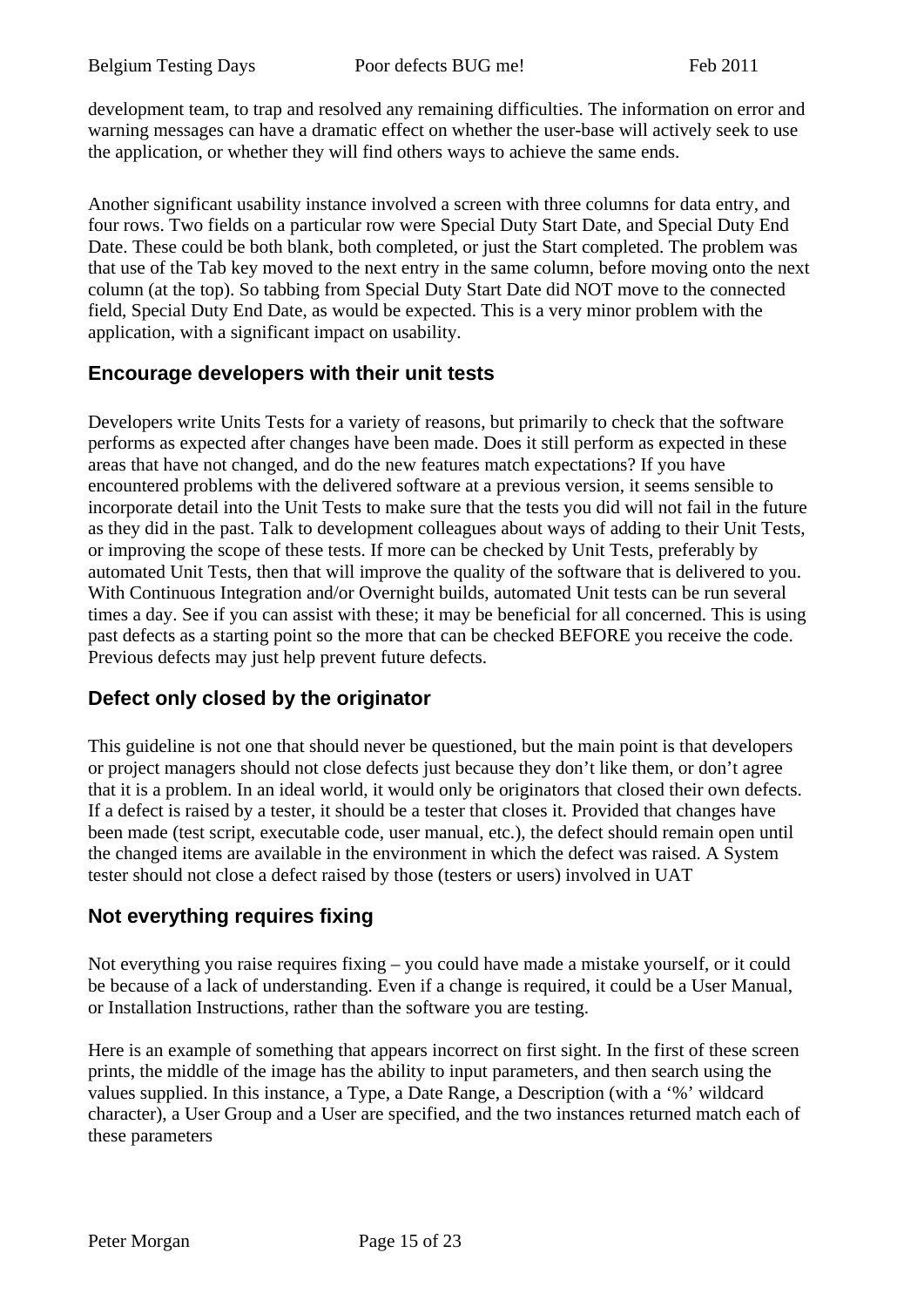development team, to trap and resolved any remaining difficulties. The information on error and warning messages can have a dramatic effect on whether the user-base will actively seek to use the application, or whether they will find others ways to achieve the same ends.

Another significant usability instance involved a screen with three columns for data entry, and four rows. Two fields on a particular row were Special Duty Start Date, and Special Duty End Date. These could be both blank, both completed, or just the Start completed. The problem was that use of the Tab key moved to the next entry in the same column, before moving onto the next column (at the top). So tabbing from Special Duty Start Date did NOT move to the connected field, Special Duty End Date, as would be expected. This is a very minor problem with the application, with a significant impact on usability.

## Encourage developers with their unit tests

Developers write Units Tests for a variety of reasons, but primarily to check that the software performs as expected after changes have been made. Does it still perform as expected in these areas that have not changed, and do the new features match expectations? If you have encountered problems with the delivered software at a previous version, it seems sensible to incorporate detail into the Unit Tests to make sure that the tests you did will not fail in the future as they did in the past. Talk to development colleagues about ways of adding to their Unit Tests, or improving the scope of these tests. If more can be checked by Unit Tests, preferably by automated Unit Tests, then that will improve the quality of the software that is delivered to you. With Continuous Integration and/or Overnight builds, automated Unit tests can be run several times a day. See if you can assist with these; it may be beneficial for all concerned. This is using past defects as a starting point so the more that can be checked BEFORE you receive the code. Previous defects may just help prevent future defects.

## Defect only closed by the originator

This guideline is not one that should never be questioned, but the main point is that developers or project managers should not close defects just because they don't like them, or don't agree that it is a problem. In an ideal world, it would only be originators that closed their own defects. If a defect is raised by a tester, it should be a tester that closes it. Provided that changes have been made (test script, executable code, user manual, etc.), the defect should remain open until the changed items are available in the environment in which the defect was raised. A System tester should not close a defect raised by those (testers or users) involved in UAT

## Not everything requires fixing

Not everything you raise requires fixing – you could have made a mistake yourself, or it could be because of a lack of understanding. Even if a change is required, it could be a User Manual, or Installation Instructions, rather than the software you are testing.

Here is an example of something that appears incorrect on first sight. In the first of these screen prints, the middle of the image has the ability to input parameters, and then search using the values supplied. In this instance, a Type, a Date Range, a Description (with a '%' wildcard character), a User Group and a User are specified, and the two instances returned match each of these parameters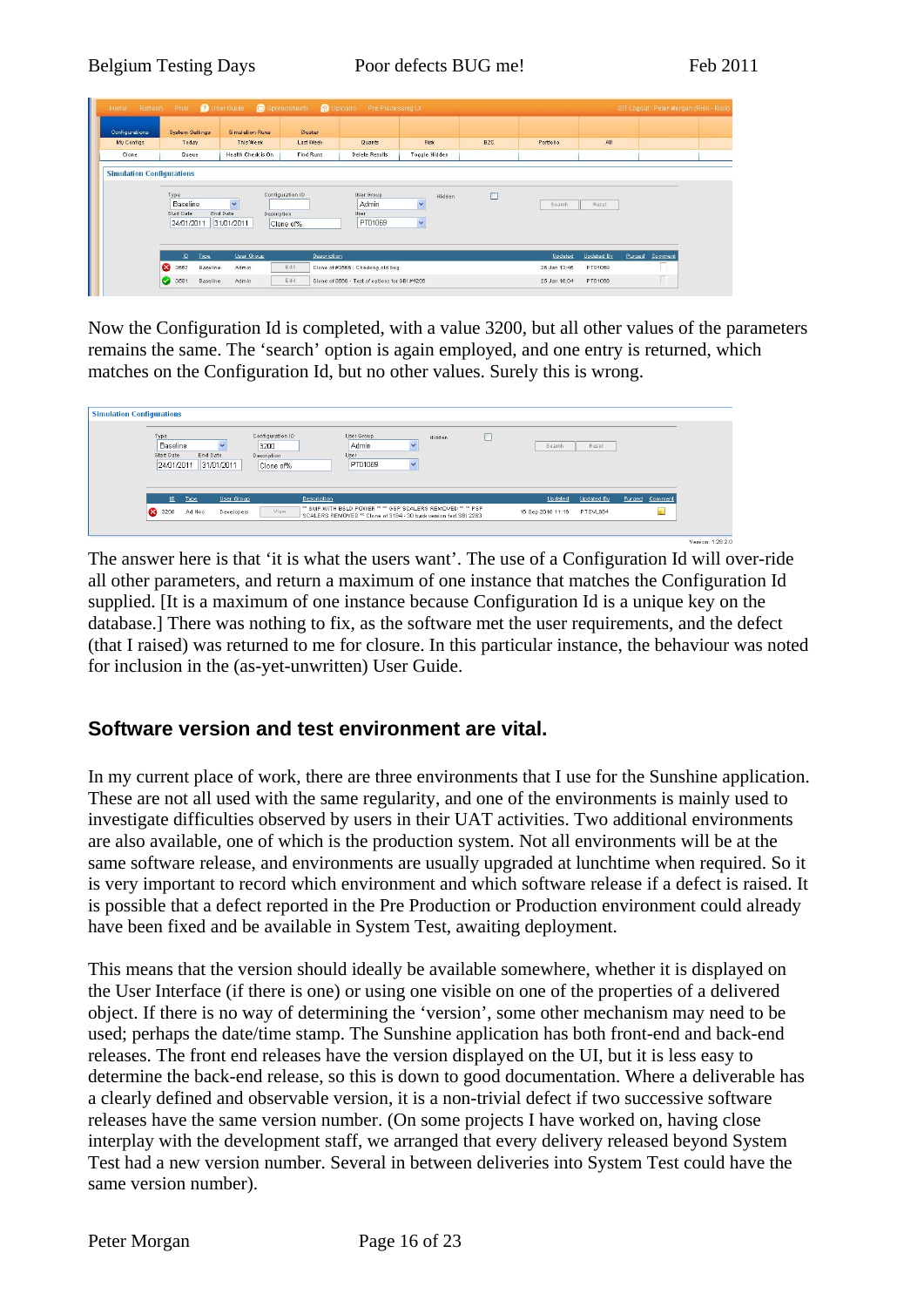Now the Configuration Id is completed, with a value 3200, but all other values of the parameters remains the same. The 'search' option is again employed, and one entry is returned, which matches on the Configuration Id, but no other values. Surely this is wrong.

The answer here is that 'it is what the users want'. The use of a Configuration Id will over-ride all other parameters, and return a maximum of one instance that matches the Configuration Id supplied. [It is a maximum of one instance because Configuration Id is a unique key on the database.] There was nothing to fix, as the software met the user requirements, and the defect (that I raised) was returned to me for closure. In this particular instance, the behaviour was noted for inclusion in the (as-yet-unwritten) User Guide.

## Software version and test environment are vital.

In my current place of work, there are three environments that I use for the Sunshine application. These are not all used with the same regularity, and one of the environments is mainly used to investigate difficulties observed by users in their UAT activities. Two additional environments are also available, one of which is the production system. Not all environments will be at the same software release, and environments are usually upgraded at lunchtime when required. So it is very important to record which environment and which software release if a defect is raised. It is possible that a defect reported in the Pre Production or Production environment could already have been fixed and be available in System Test, awaiting deployment.

This means that the version should ideally be available somewhere, whether it is displayed on the User Interface (if there is one) or using one visible on one of the properties of a delivered object. If there is no way of determining the 'version', some other mechanism may need to be used; perhaps the date/time stamp. The Sunshine application has both front-end and back-end releases. The front end releases have the version displayed on the UI, but it is less easy to determine the back-end release, so this is down to good documentation. Where a deliverable has a clearly defined and observable version, it is a non-trivial defect if two successive software releases have the same version number. (On some projects I have worked on, having close interplay with the development staff, we arranged that every delivery released beyond System Test had a new version number. Several in between deliveries into System Test could have the same version number).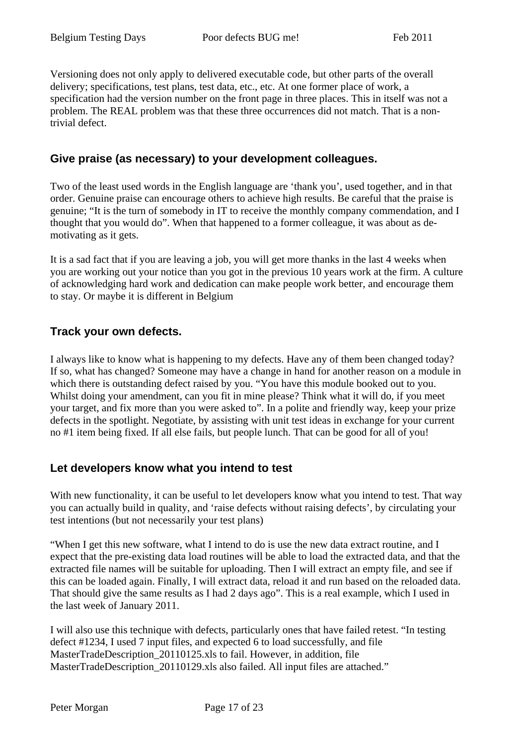Versioning does not only apply to delivered executable code, but other parts of the overall delivery; specifications, test plans, test data, etc., etc. At one former place of work, a specification had the version number on the front page in three places. This in itself was not a problem. The REAL problem was that these three occurrences did not match. That is a non-trivial defect.

## Give praise (as necessary) to your development colleagues.

Two of the least used words in the English language are 'thank you', used together, and in that order. Genuine praise can encourage others to achieve high results. Be careful that the praise is genuine; "It is the turn of somebody in IT to receive the monthly company commendation, and I thought that you would do". When that happened to a former colleague, it was about as de-motivating as it gets.

It is a sad fact that if you are leaving a job, you will get more thanks in the last 4 weeks when you are working out your notice than you got in the previous 10 years work at the firm. A culture of acknowledging hard work and dedication can make people work better, and encourage them to stay. Or maybe it is different in Belgium

## Track your own defects.

I always like to know what is happening to my defects. Have any of them been changed today? If so, what has changed? Someone may have a change in hand for another reason on a module in which there is outstanding defect raised by you. "You have this module booked out to you. Whilst doing your amendment, can you fit in mine please? Think what it will do, if you meet your target, and fix more than you were asked to". In a polite and friendly way, keep your prize defects in the spotlight. Negotiate, by assisting with unit test ideas in exchange for your current no #1 item being fixed. If all else fails, but people lunch. That can be good for all of you!

## Let developers know what you intend to test

With new functionality, it can be useful to let developers know what you intend to test. That way you can actually build in quality, and 'raise defects without raising defects', by circulating your test intentions (but not necessarily your test plans)

"When I get this new software, what I intend to do is use the new data extract routine, and I expect that the pre-existing data load routines will be able to load the extracted data, and that the extracted file names will be suitable for uploading. Then I will extract an empty file, and see if this can be loaded again. Finally, I will extract data, reload it and run based on the reloaded data. That should give the same results as I had 2 days ago". This is a real example, which I used in the last week of January 2011.

I will also use this technique with defects, particularly ones that have failed retest. "In testing defect #1234, I used 7 input files, and expected 6 to load successfully, and file MasterTradeDescription_20110125.xls to fail. However, in addition, file MasterTradeDescription_20110129.xls also failed. All input files are attached."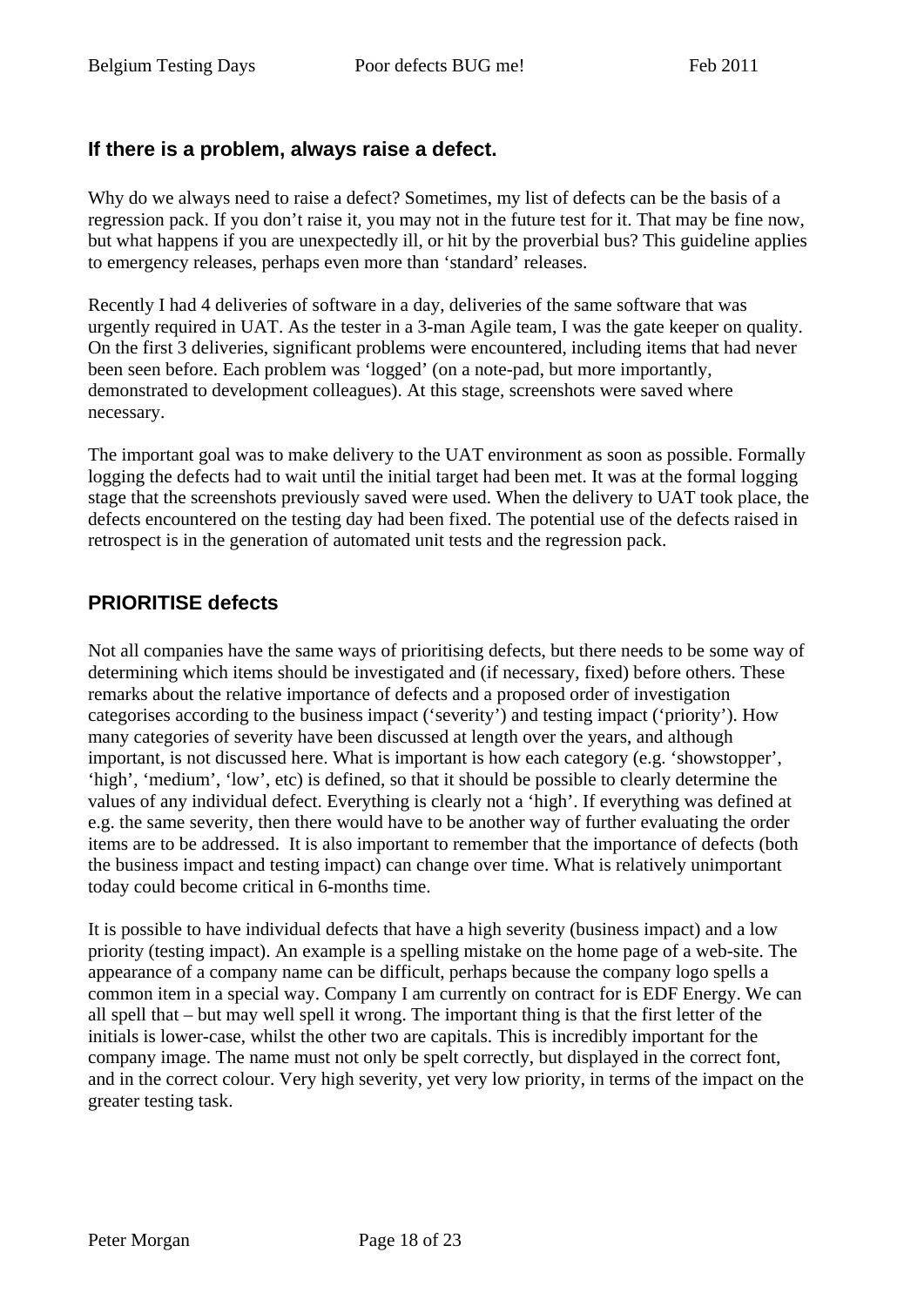## If there is a problem, always raise a defect.

Why do we always need to raise a defect? Sometimes, my list of defects can be the basis of a regression pack. If you don't raise it, you may not in the future test for it. That may be fine now, but what happens if you are unexpectedly ill, or hit by the proverbial bus? This guideline applies to emergency releases, perhaps even more than 'standard' releases.

Recently I had 4 deliveries of software in a day, deliveries of the same software that was urgently required in UAT. As the tester in a 3-man Agile team, I was the gate keeper on quality. On the first 3 deliveries, significant problems were encountered, including items that had never been seen before. Each problem was 'logged' (on a note-pad, but more importantly, demonstrated to development colleagues). At this stage, screenshots were saved where necessary.

The important goal was to make delivery to the UAT environment as soon as possible. Formally logging the defects had to wait until the initial target had been met. It was at the formal logging stage that the screenshots previously saved were used. When the delivery to UAT took place, the defects encountered on the testing day had been fixed. The potential use of the defects raised in retrospect is in the generation of automated unit tests and the regression pack.

## PRIORITISE defects

Not all companies have the same ways of prioritising defects, but there needs to be some way of determining which items should be investigated and (if necessary, fixed) before others. These remarks about the relative importance of defects and a proposed order of investigation categorises according to the business impact ('severity') and testing impact ('priority'). How many categories of severity have been discussed at length over the years, and although important, is not discussed here. What is important is how each category (e.g. 'showstopper', 'high', 'medium', 'low', etc) is defined, so that it should be possible to clearly determine the values of any individual defect. Everything is clearly not a 'high'. If everything was defined at e.g. the same severity, then there would have to be another way of further evaluating the order items are to be addressed. It is also important to remember that the importance of defects (both the business impact and testing impact) can change over time. What is relatively unimportant today could become critical in 6-months time.

It is possible to have individual defects that have a high severity (business impact) and a low priority (testing impact). An example is a spelling mistake on the home page of a web-site. The appearance of a company name can be difficult, perhaps because the company logo spells a common item in a special way. Company I am currently on contract for is EDF Energy. We can all spell that – but may well spell it wrong. The important thing is that the first letter of the initials is lower-case, whilst the other two are capitals. This is incredibly important for the company image. The name must not only be spelt correctly, but displayed in the correct font, and in the correct colour. Very high severity, yet very low priority, in terms of the impact on the greater testing task.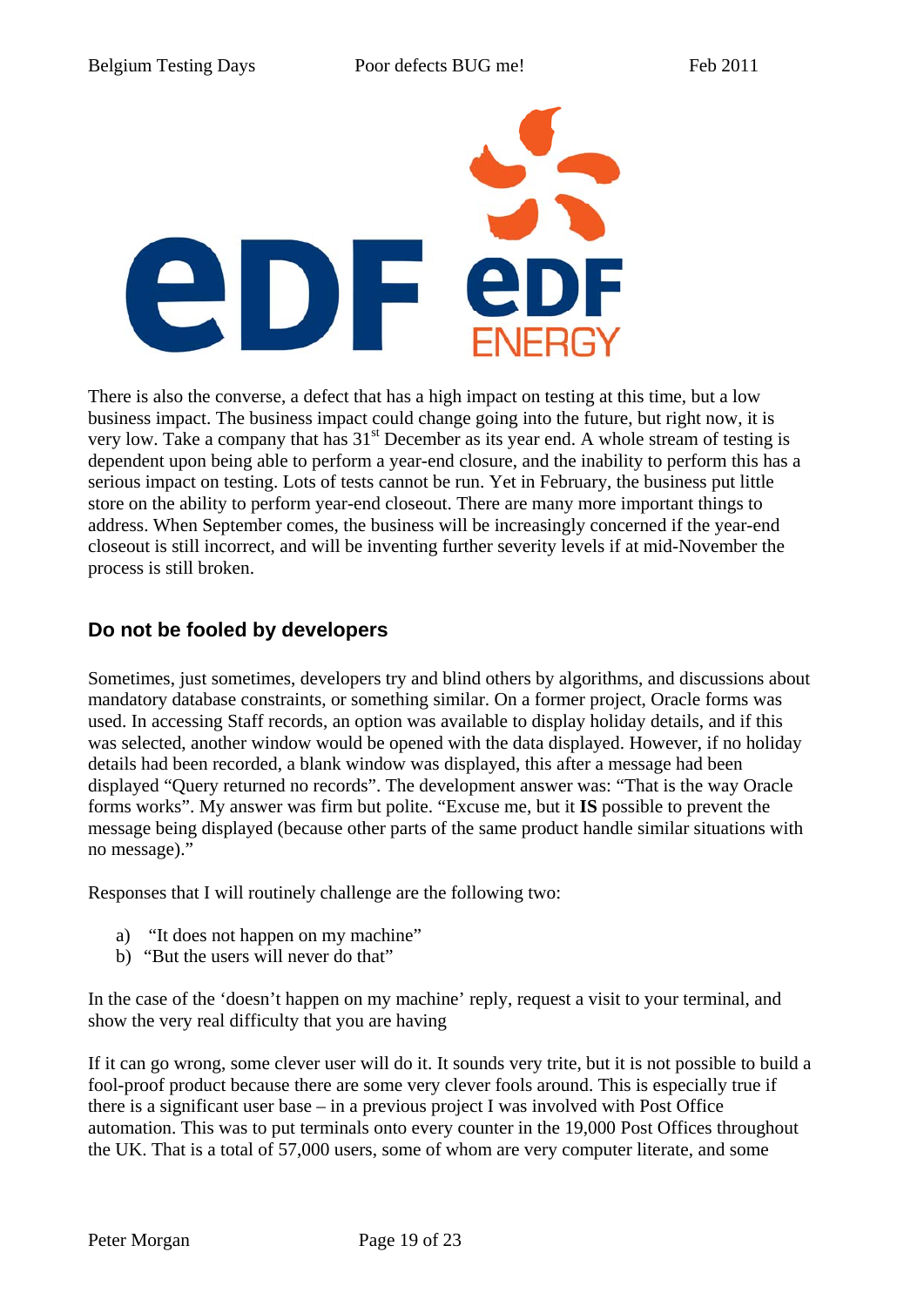There is also the converse, a defect that has a high impact on testing at this time, but a low business impact. The business impact could change going into the future, but right now, it is very low. Take a company that has 31st December as its year end. A whole stream of testing is dependent upon being able to perform a year-end closure, and the inability to perform this has a serious impact on testing. Lots of tests cannot be run. Yet in February, the business put little store on the ability to perform year-end closeout. There are many more important things to address. When September comes, the business will be increasingly concerned if the year-end closeout is still incorrect, and will be inventing further severity levels if at mid-November the process is still broken.

## Do not be fooled by developers

Sometimes, just sometimes, developers try and blind others by algorithms, and discussions about mandatory database constraints, or something similar. On a former project, Oracle forms was used. In accessing Staff records, an option was available to display holiday details, and if this was selected, another window would be opened with the data displayed. However, if no holiday details had been recorded, a blank window was displayed, this after a message had been displayed "Query returned no records". The development answer was: "That is the way Oracle forms works". My answer was firm but polite. "Excuse me, but it **IS** possible to prevent the message being displayed (because other parts of the same product handle similar situations with no message)."

Responses that I will routinely challenge are the following two:

a) "It does not happen on my machine"
b) "But the users will never do that"

In the case of the 'doesn't happen on my machine' reply, request a visit to your terminal, and show the very real difficulty that you are having

If it can go wrong, some clever user will do it. It sounds very trite, but it is not possible to build a fool-proof product because there are some very clever fools around. This is especially true if there is a significant user base – in a previous project I was involved with Post Office automation. This was to put terminals onto every counter in the 19,000 Post Offices throughout the UK. That is a total of 57,000 users, some of whom are very computer literate, and some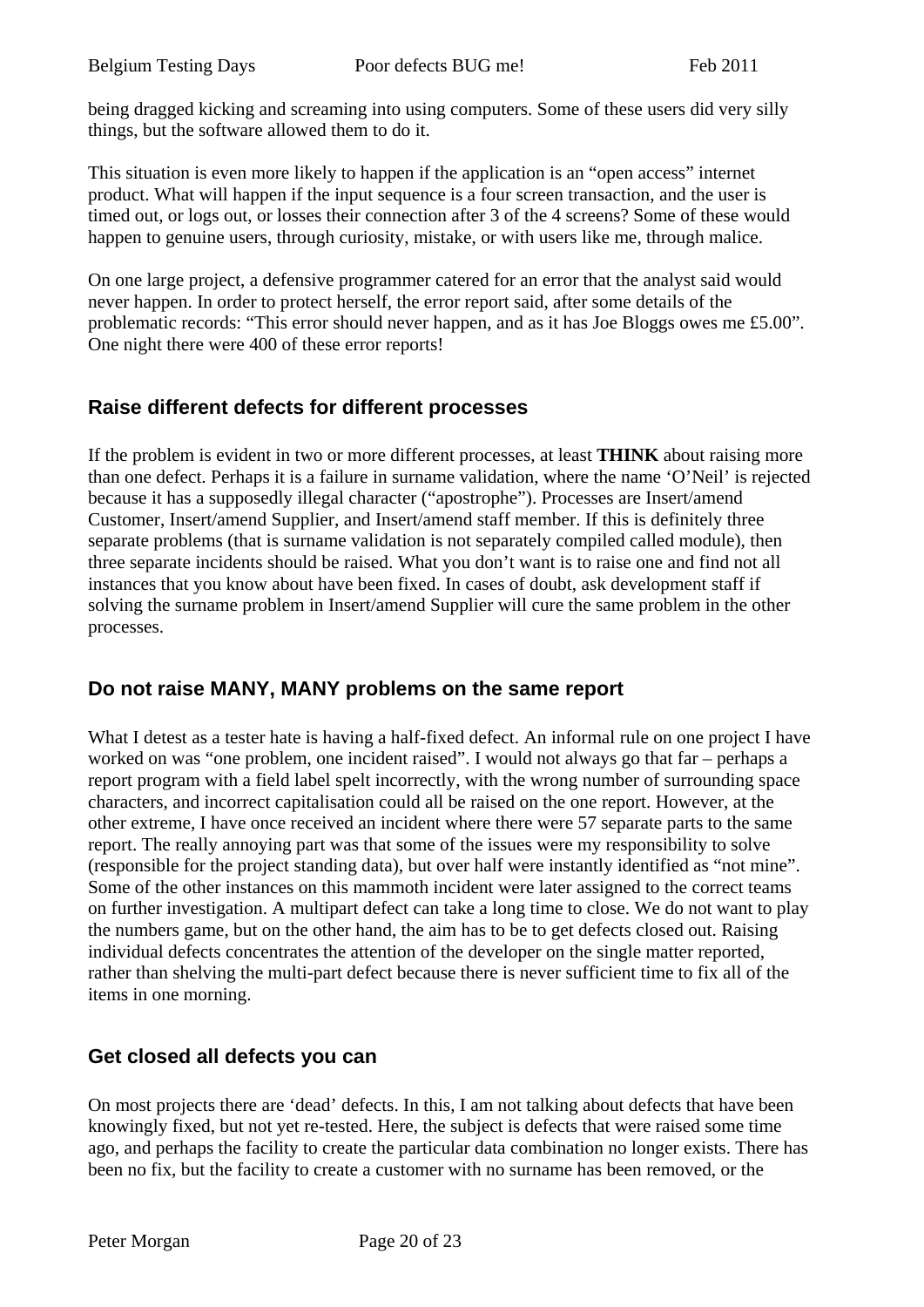being dragged kicking and screaming into using computers. Some of these users did very silly things, but the software allowed them to do it.

This situation is even more likely to happen if the application is an "open access" internet product. What will happen if the input sequence is a four screen transaction, and the user is timed out, or logs out, or losses their connection after 3 of the 4 screens? Some of these would happen to genuine users, through curiosity, mistake, or with users like me, through malice.

On one large project, a defensive programmer catered for an error that the analyst said would never happen. In order to protect herself, the error report said, after some details of the problematic records: "This error should never happen, and as it has Joe Bloggs owes me £5.00". One night there were 400 of these error reports!

## Raise different defects for different processes

If the problem is evident in two or more different processes, at least **THINK** about raising more than one defect. Perhaps it is a failure in surname validation, where the name 'O'Neil' is rejected because it has a supposedly illegal character ("apostrophe"). Processes are Insert/amend Customer, Insert/amend Supplier, and Insert/amend staff member. If this is definitely three separate problems (that is surname validation is not separately compiled called module), then three separate incidents should be raised. What you don't want is to raise one and find not all instances that you know about have been fixed. In cases of doubt, ask development staff if solving the surname problem in Insert/amend Supplier will cure the same problem in the other processes.

## Do not raise MANY, MANY problems on the same report

What I detest as a tester hate is having a half-fixed defect. An informal rule on one project I have worked on was "one problem, one incident raised". I would not always go that far – perhaps a report program with a field label spelt incorrectly, with the wrong number of surrounding space characters, and incorrect capitalisation could all be raised on the one report. However, at the other extreme, I have once received an incident where there were 57 separate parts to the same report. The really annoying part was that some of the issues were my responsibility to solve (responsible for the project standing data), but over half were instantly identified as "not mine". Some of the other instances on this mammoth incident were later assigned to the correct teams on further investigation. A multipart defect can take a long time to close. We do not want to play the numbers game, but on the other hand, the aim has to be to get defects closed out. Raising individual defects concentrates the attention of the developer on the single matter reported, rather than shelving the multi-part defect because there is never sufficient time to fix all of the items in one morning.

## Get closed all defects you can

On most projects there are 'dead' defects. In this, I am not talking about defects that have been knowingly fixed, but not yet re-tested. Here, the subject is defects that were raised some time ago, and perhaps the facility to create the particular data combination no longer exists. There has been no fix, but the facility to create a customer with no surname has been removed, or the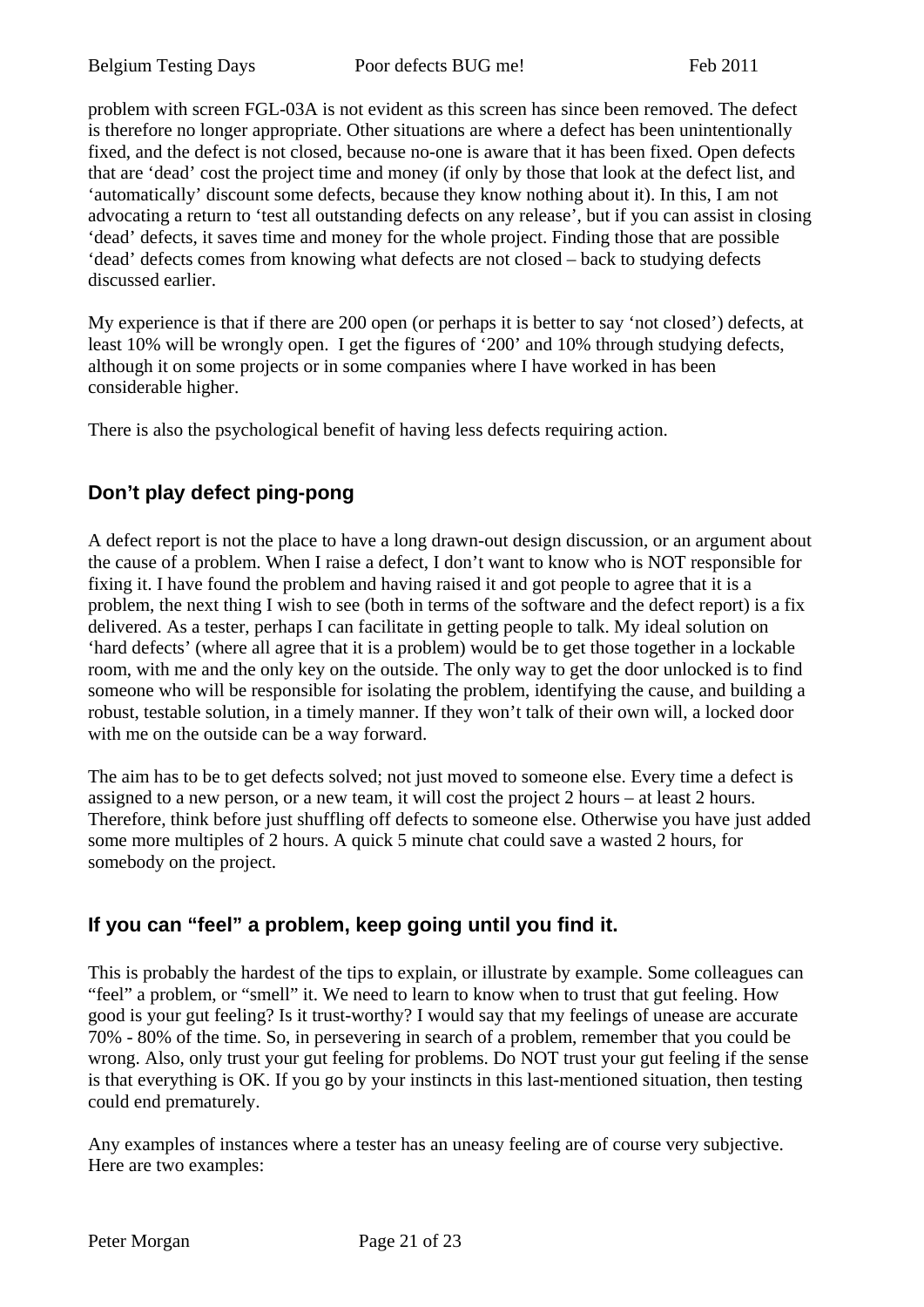problem with screen FGL-03A is not evident as this screen has since been removed. The defect is therefore no longer appropriate. Other situations are where a defect has been unintentionally fixed, and the defect is not closed, because no-one is aware that it has been fixed. Open defects that are 'dead' cost the project time and money (if only by those that look at the defect list, and 'automatically' discount some defects, because they know nothing about it). In this, I am not advocating a return to 'test all outstanding defects on any release', but if you can assist in closing 'dead' defects, it saves time and money for the whole project. Finding those that are possible 'dead' defects comes from knowing what defects are not closed – back to studying defects discussed earlier.

My experience is that if there are 200 open (or perhaps it is better to say 'not closed') defects, at least 10% will be wrongly open. I get the figures of '200' and 10% through studying defects, although it on some projects or in some companies where I have worked in has been considerable higher.

There is also the psychological benefit of having less defects requiring action.

## Don't play defect ping-pong

A defect report is not the place to have a long drawn-out design discussion, or an argument about the cause of a problem. When I raise a defect, I don't want to know who is NOT responsible for fixing it. I have found the problem and having raised it and got people to agree that it is a problem, the next thing I wish to see (both in terms of the software and the defect report) is a fix delivered. As a tester, perhaps I can facilitate in getting people to talk. My ideal solution on 'hard defects' (where all agree that it is a problem) would be to get those together in a lockable room, with me and the only key on the outside. The only way to get the door unlocked is to find someone who will be responsible for isolating the problem, identifying the cause, and building a robust, testable solution, in a timely manner. If they won't talk of their own will, a locked door with me on the outside can be a way forward.

The aim has to be to get defects solved; not just moved to someone else. Every time a defect is assigned to a new person, or a new team, it will cost the project 2 hours – at least 2 hours. Therefore, think before just shuffling off defects to someone else. Otherwise you have just added some more multiples of 2 hours. A quick 5 minute chat could save a wasted 2 hours, for somebody on the project.

## If you can "feel" a problem, keep going until you find it.

This is probably the hardest of the tips to explain, or illustrate by example. Some colleagues can "feel" a problem, or "smell" it. We need to learn to know when to trust that gut feeling. How good is your gut feeling? Is it trust-worthy? I would say that my feelings of unease are accurate 70% - 80% of the time. So, in persevering in search of a problem, remember that you could be wrong. Also, only trust your gut feeling for problems. Do NOT trust your gut feeling if the sense is that everything is OK. If you go by your instincts in this last-mentioned situation, then testing could end prematurely.

Any examples of instances where a tester has an uneasy feeling are of course very subjective. Here are two examples: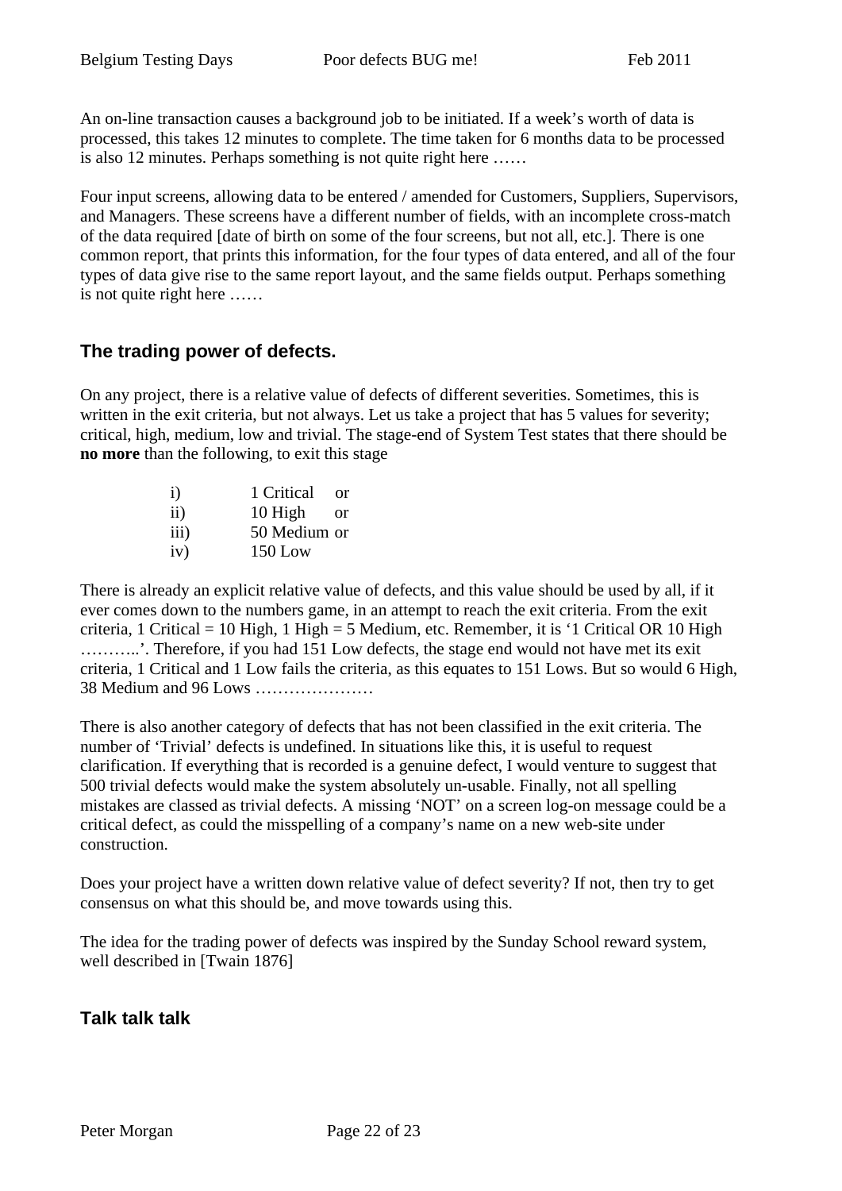An on-line transaction causes a background job to be initiated. If a week's worth of data is processed, this takes 12 minutes to complete. The time taken for 6 months data to be processed is also 12 minutes. Perhaps something is not quite right here ……

Four input screens, allowing data to be entered / amended for Customers, Suppliers, Supervisors, and Managers. These screens have a different number of fields, with an incomplete cross-match of the data required [date of birth on some of the four screens, but not all, etc.]. There is one common report, that prints this information, for the four types of data entered, and all of the four types of data give rise to the same report layout, and the same fields output. Perhaps something is not quite right here ……

## The trading power of defects.

On any project, there is a relative value of defects of different severities. Sometimes, this is written in the exit criteria, but not always. Let us take a project that has 5 values for severity; critical, high, medium, low and trivial. The stage-end of System Test states that there should be **no more** than the following, to exit this stage

i) 1 Critical or
ii) 10 High or
iii) 50 Medium or
iv) 150 Low

There is already an explicit relative value of defects, and this value should be used by all, if it ever comes down to the numbers game, in an attempt to reach the exit criteria. From the exit criteria, 1 Critical = 10 High, 1 High = 5 Medium, etc. Remember, it is '1 Critical OR 10 High ………..'. Therefore, if you had 151 Low defects, the stage end would not have met its exit criteria, 1 Critical and 1 Low fails the criteria, as this equates to 151 Lows. But so would 6 High, 38 Medium and 96 Lows …………………

There is also another category of defects that has not been classified in the exit criteria. The number of 'Trivial' defects is undefined. In situations like this, it is useful to request clarification. If everything that is recorded is a genuine defect, I would venture to suggest that 500 trivial defects would make the system absolutely un-usable. Finally, not all spelling mistakes are classed as trivial defects. A missing 'NOT' on a screen log-on message could be a critical defect, as could the misspelling of a company's name on a new web-site under construction.

Does your project have a written down relative value of defect severity? If not, then try to get consensus on what this should be, and move towards using this.

The idea for the trading power of defects was inspired by the Sunday School reward system, well described in [Twain 1876]

## Talk talk talk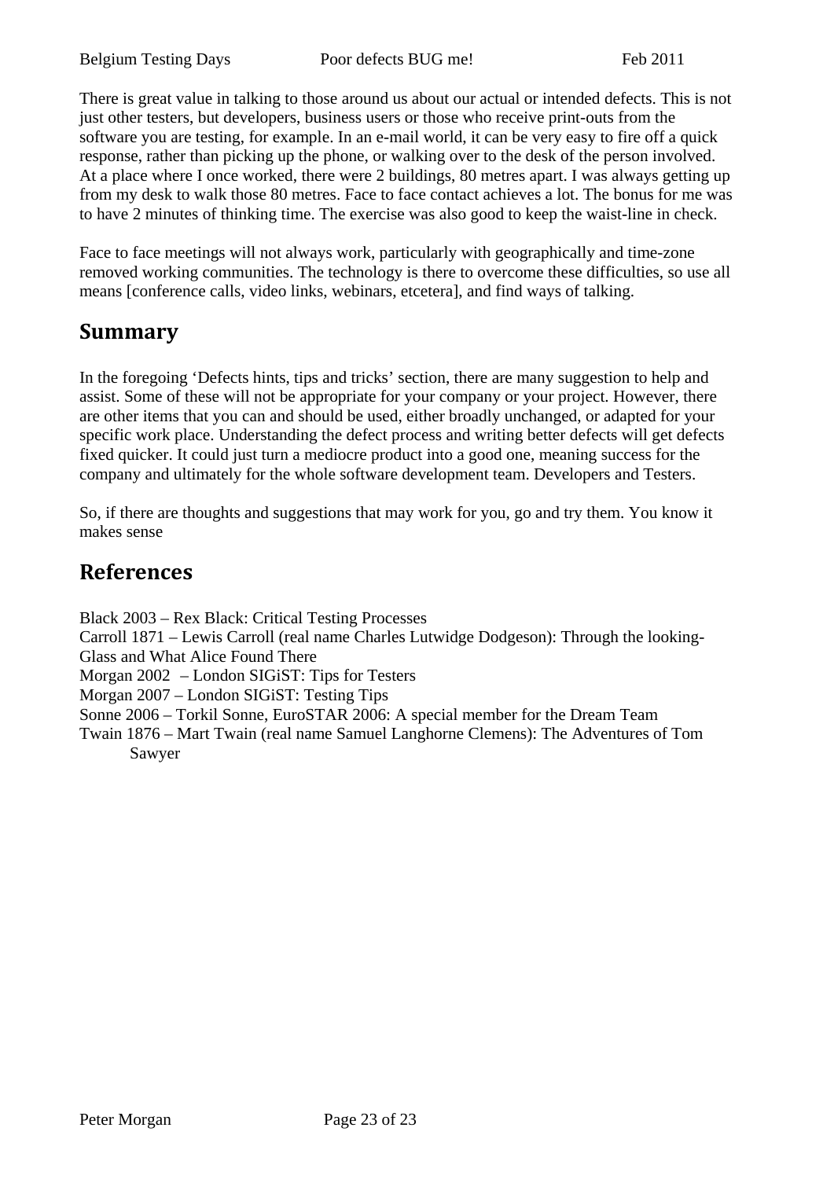There is great value in talking to those around us about our actual or intended defects. This is not just other testers, but developers, business users or those who receive print-outs from the software you are testing, for example. In an e-mail world, it can be very easy to fire off a quick response, rather than picking up the phone, or walking over to the desk of the person involved. At a place where I once worked, there were 2 buildings, 80 metres apart. I was always getting up from my desk to walk those 80 metres. Face to face contact achieves a lot. The bonus for me was to have 2 minutes of thinking time. The exercise was also good to keep the waist-line in check.

Face to face meetings will not always work, particularly with geographically and time-zone removed working communities. The technology is there to overcome these difficulties, so use all means [conference calls, video links, webinars, etcetera], and find ways of talking.

## Summary

In the foregoing 'Defects hints, tips and tricks' section, there are many suggestion to help and assist. Some of these will not be appropriate for your company or your project. However, there are other items that you can and should be used, either broadly unchanged, or adapted for your specific work place. Understanding the defect process and writing better defects will get defects fixed quicker. It could just turn a mediocre product into a good one, meaning success for the company and ultimately for the whole software development team. Developers and Testers.

So, if there are thoughts and suggestions that may work for you, go and try them. You know it makes sense

## References

Black 2003 – Rex Black: Critical Testing Processes
Carroll 1871 – Lewis Carroll (real name Charles Lutwidge Dodgeson): Through the looking-Glass and What Alice Found There
Morgan 2002 – London SIGiST: Tips for Testers
Morgan 2007 – London SIGiST: Testing Tips
Sonne 2006 – Torkil Sonne, EuroSTAR 2006: A special member for the Dream Team
Twain 1876 – Mart Twain (real name Samuel Langhorne Clemens): The Adventures of Tom Sawyer